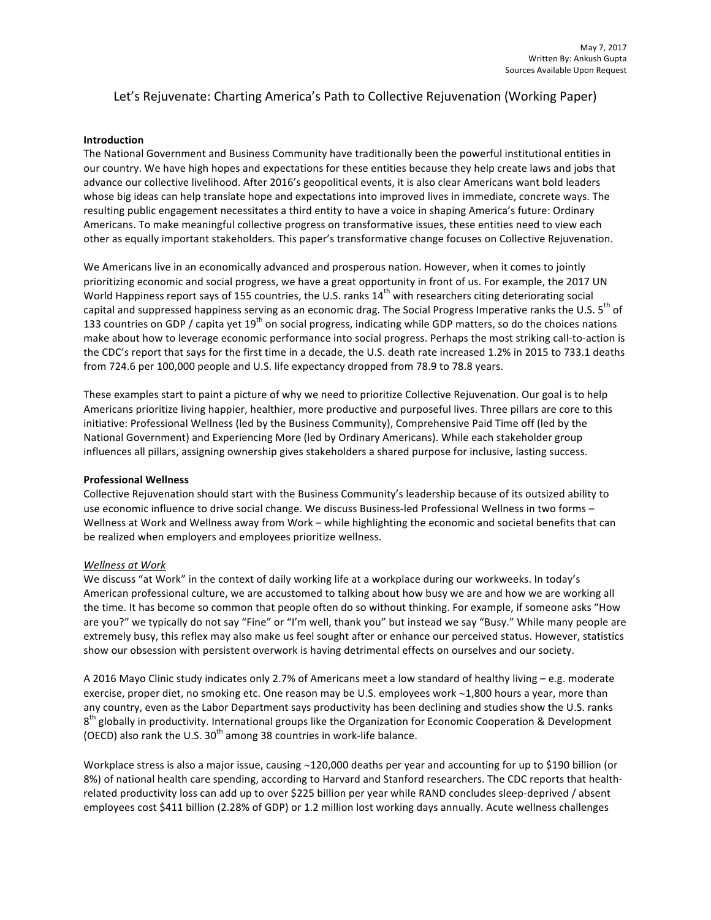May 7, 2017
Written By: Ankush Gupta
Sources Available Upon Request

# Let's Rejuvenate: Charting America's Path to Collective Rejuvenation (Working Paper)

**Introduction**

The National Government and Business Community have traditionally been the powerful institutional entities in our country. We have high hopes and expectations for these entities because they help create laws and jobs that advance our collective livelihood. After 2016's geopolitical events, it is also clear Americans want bold leaders whose big ideas can help translate hope and expectations into improved lives in immediate, concrete ways. The resulting public engagement necessitates a third entity to have a voice in shaping America's future: Ordinary Americans. To make meaningful collective progress on transformative issues, these entities need to view each other as equally important stakeholders. This paper's transformative change focuses on Collective Rejuvenation.

We Americans live in an economically advanced and prosperous nation. However, when it comes to jointly prioritizing economic and social progress, we have a great opportunity in front of us. For example, the 2017 UN World Happiness report says of 155 countries, the U.S. ranks 14th with researchers citing deteriorating social capital and suppressed happiness serving as an economic drag. The Social Progress Imperative ranks the U.S. 5th of 133 countries on GDP / capita yet 19th on social progress, indicating while GDP matters, so do the choices nations make about how to leverage economic performance into social progress. Perhaps the most striking call-to-action is the CDC's report that says for the first time in a decade, the U.S. death rate increased 1.2% in 2015 to 733.1 deaths from 724.6 per 100,000 people and U.S. life expectancy dropped from 78.9 to 78.8 years.

These examples start to paint a picture of why we need to prioritize Collective Rejuvenation. Our goal is to help Americans prioritize living happier, healthier, more productive and purposeful lives. Three pillars are core to this initiative: Professional Wellness (led by the Business Community), Comprehensive Paid Time off (led by the National Government) and Experiencing More (led by Ordinary Americans). While each stakeholder group influences all pillars, assigning ownership gives stakeholders a shared purpose for inclusive, lasting success.

**Professional Wellness**

Collective Rejuvenation should start with the Business Community's leadership because of its outsized ability to use economic influence to drive social change. We discuss Business-led Professional Wellness in two forms – Wellness at Work and Wellness away from Work – while highlighting the economic and societal benefits that can be realized when employers and employees prioritize wellness.

*Wellness at Work*

We discuss "at Work" in the context of daily working life at a workplace during our workweeks. In today's American professional culture, we are accustomed to talking about how busy we are and how we are working all the time. It has become so common that people often do so without thinking. For example, if someone asks "How are you?" we typically do not say "Fine" or "I'm well, thank you" but instead we say "Busy." While many people are extremely busy, this reflex may also make us feel sought after or enhance our perceived status. However, statistics show our obsession with persistent overwork is having detrimental effects on ourselves and our society.

A 2016 Mayo Clinic study indicates only 2.7% of Americans meet a low standard of healthy living – e.g. moderate exercise, proper diet, no smoking etc. One reason may be U.S. employees work ~1,800 hours a year, more than any country, even as the Labor Department says productivity has been declining and studies show the U.S. ranks 8th globally in productivity. International groups like the Organization for Economic Cooperation & Development (OECD) also rank the U.S. 30th among 38 countries in work-life balance.

Workplace stress is also a major issue, causing ~120,000 deaths per year and accounting for up to $190 billion (or 8%) of national health care spending, according to Harvard and Stanford researchers. The CDC reports that health-related productivity loss can add up to over $225 billion per year while RAND concludes sleep-deprived / absent employees cost $411 billion (2.28% of GDP) or 1.2 million lost working days annually. Acute wellness challenges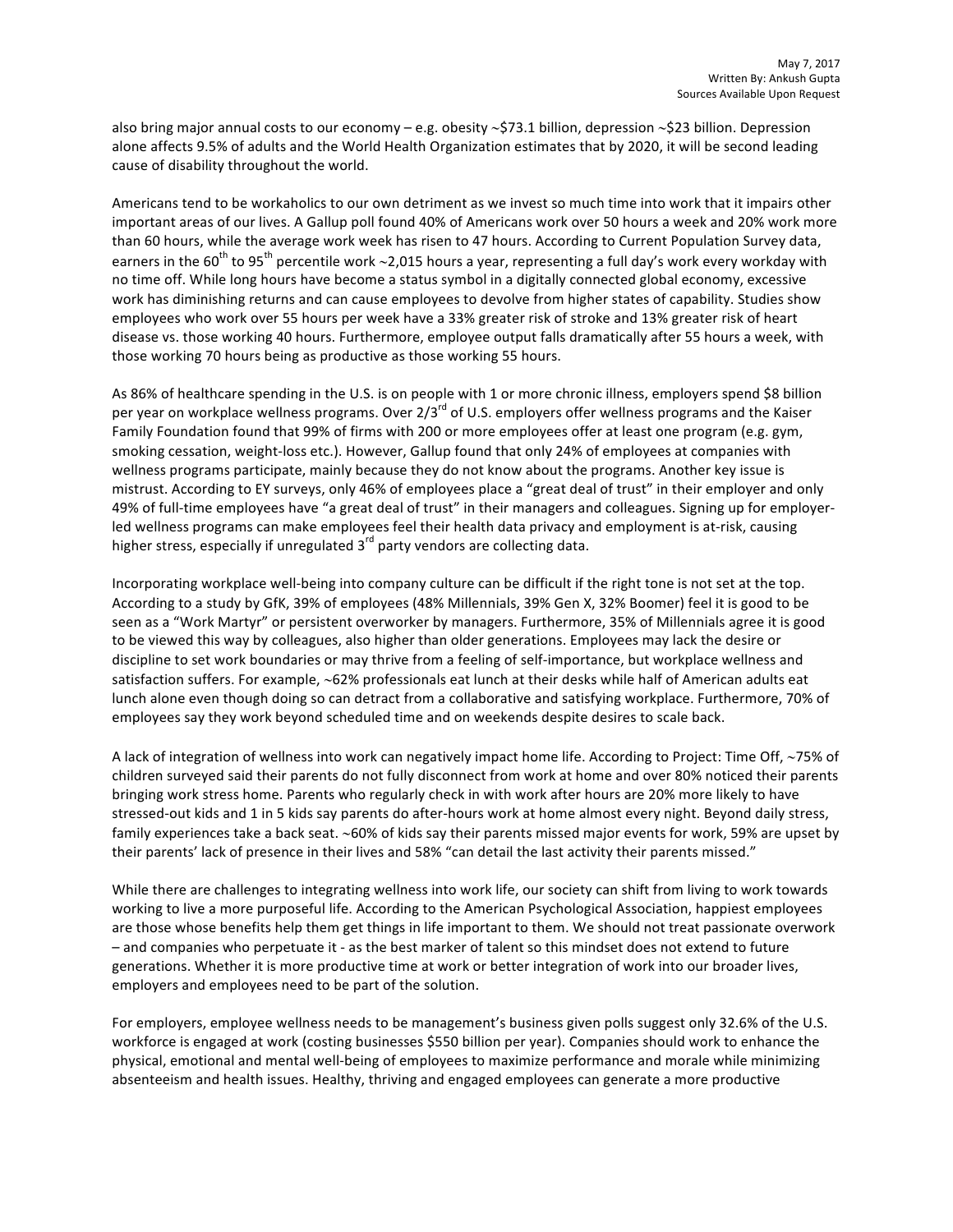also bring major annual costs to our economy – e.g. obesity ~$73.1 billion, depression ~$23 billion. Depression alone affects 9.5% of adults and the World Health Organization estimates that by 2020, it will be second leading cause of disability throughout the world.

Americans tend to be workaholics to our own detriment as we invest so much time into work that it impairs other important areas of our lives. A Gallup poll found 40% of Americans work over 50 hours a week and 20% work more than 60 hours, while the average work week has risen to 47 hours. According to Current Population Survey data, earners in the 60th to 95th percentile work ~2,015 hours a year, representing a full day's work every workday with no time off. While long hours have become a status symbol in a digitally connected global economy, excessive work has diminishing returns and can cause employees to devolve from higher states of capability. Studies show employees who work over 55 hours per week have a 33% greater risk of stroke and 13% greater risk of heart disease vs. those working 40 hours. Furthermore, employee output falls dramatically after 55 hours a week, with those working 70 hours being as productive as those working 55 hours.

As 86% of healthcare spending in the U.S. is on people with 1 or more chronic illness, employers spend $8 billion per year on workplace wellness programs. Over 2/3rd of U.S. employers offer wellness programs and the Kaiser Family Foundation found that 99% of firms with 200 or more employees offer at least one program (e.g. gym, smoking cessation, weight-loss etc.). However, Gallup found that only 24% of employees at companies with wellness programs participate, mainly because they do not know about the programs. Another key issue is mistrust. According to EY surveys, only 46% of employees place a "great deal of trust" in their employer and only 49% of full-time employees have "a great deal of trust" in their managers and colleagues. Signing up for employer-led wellness programs can make employees feel their health data privacy and employment is at-risk, causing higher stress, especially if unregulated 3rd party vendors are collecting data.

Incorporating workplace well-being into company culture can be difficult if the right tone is not set at the top. According to a study by GfK, 39% of employees (48% Millennials, 39% Gen X, 32% Boomer) feel it is good to be seen as a "Work Martyr" or persistent overworker by managers. Furthermore, 35% of Millennials agree it is good to be viewed this way by colleagues, also higher than older generations. Employees may lack the desire or discipline to set work boundaries or may thrive from a feeling of self-importance, but workplace wellness and satisfaction suffers. For example, ~62% professionals eat lunch at their desks while half of American adults eat lunch alone even though doing so can detract from a collaborative and satisfying workplace. Furthermore, 70% of employees say they work beyond scheduled time and on weekends despite desires to scale back.

A lack of integration of wellness into work can negatively impact home life. According to Project: Time Off, ~75% of children surveyed said their parents do not fully disconnect from work at home and over 80% noticed their parents bringing work stress home. Parents who regularly check in with work after hours are 20% more likely to have stressed-out kids and 1 in 5 kids say parents do after-hours work at home almost every night. Beyond daily stress, family experiences take a back seat. ~60% of kids say their parents missed major events for work, 59% are upset by their parents' lack of presence in their lives and 58% "can detail the last activity their parents missed."

While there are challenges to integrating wellness into work life, our society can shift from living to work towards working to live a more purposeful life. According to the American Psychological Association, happiest employees are those whose benefits help them get things in life important to them. We should not treat passionate overwork – and companies who perpetuate it - as the best marker of talent so this mindset does not extend to future generations. Whether it is more productive time at work or better integration of work into our broader lives, employers and employees need to be part of the solution.

For employers, employee wellness needs to be management's business given polls suggest only 32.6% of the U.S. workforce is engaged at work (costing businesses $550 billion per year). Companies should work to enhance the physical, emotional and mental well-being of employees to maximize performance and morale while minimizing absenteeism and health issues. Healthy, thriving and engaged employees can generate a more productive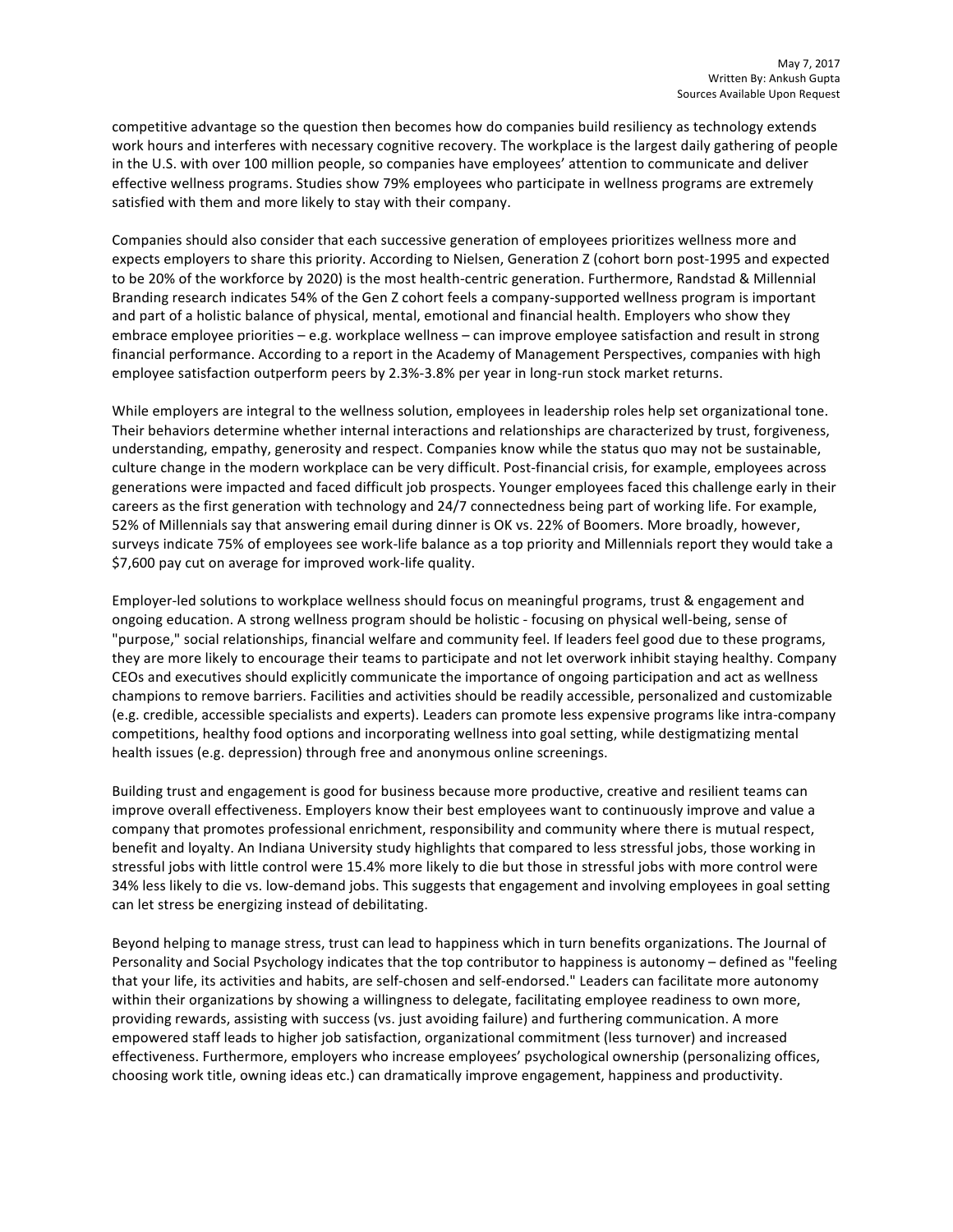competitive advantage so the question then becomes how do companies build resiliency as technology extends work hours and interferes with necessary cognitive recovery. The workplace is the largest daily gathering of people in the U.S. with over 100 million people, so companies have employees' attention to communicate and deliver effective wellness programs. Studies show 79% employees who participate in wellness programs are extremely satisfied with them and more likely to stay with their company.

Companies should also consider that each successive generation of employees prioritizes wellness more and expects employers to share this priority. According to Nielsen, Generation Z (cohort born post-1995 and expected to be 20% of the workforce by 2020) is the most health-centric generation. Furthermore, Randstad & Millennial Branding research indicates 54% of the Gen Z cohort feels a company-supported wellness program is important and part of a holistic balance of physical, mental, emotional and financial health. Employers who show they embrace employee priorities – e.g. workplace wellness – can improve employee satisfaction and result in strong financial performance. According to a report in the Academy of Management Perspectives, companies with high employee satisfaction outperform peers by 2.3%-3.8% per year in long-run stock market returns.

While employers are integral to the wellness solution, employees in leadership roles help set organizational tone. Their behaviors determine whether internal interactions and relationships are characterized by trust, forgiveness, understanding, empathy, generosity and respect. Companies know while the status quo may not be sustainable, culture change in the modern workplace can be very difficult. Post-financial crisis, for example, employees across generations were impacted and faced difficult job prospects. Younger employees faced this challenge early in their careers as the first generation with technology and 24/7 connectedness being part of working life. For example, 52% of Millennials say that answering email during dinner is OK vs. 22% of Boomers. More broadly, however, surveys indicate 75% of employees see work-life balance as a top priority and Millennials report they would take a $7,600 pay cut on average for improved work-life quality.

Employer-led solutions to workplace wellness should focus on meaningful programs, trust & engagement and ongoing education. A strong wellness program should be holistic - focusing on physical well-being, sense of "purpose," social relationships, financial welfare and community feel. If leaders feel good due to these programs, they are more likely to encourage their teams to participate and not let overwork inhibit staying healthy. Company CEOs and executives should explicitly communicate the importance of ongoing participation and act as wellness champions to remove barriers. Facilities and activities should be readily accessible, personalized and customizable (e.g. credible, accessible specialists and experts). Leaders can promote less expensive programs like intra-company competitions, healthy food options and incorporating wellness into goal setting, while destigmatizing mental health issues (e.g. depression) through free and anonymous online screenings.

Building trust and engagement is good for business because more productive, creative and resilient teams can improve overall effectiveness. Employers know their best employees want to continuously improve and value a company that promotes professional enrichment, responsibility and community where there is mutual respect, benefit and loyalty. An Indiana University study highlights that compared to less stressful jobs, those working in stressful jobs with little control were 15.4% more likely to die but those in stressful jobs with more control were 34% less likely to die vs. low-demand jobs. This suggests that engagement and involving employees in goal setting can let stress be energizing instead of debilitating.

Beyond helping to manage stress, trust can lead to happiness which in turn benefits organizations. The Journal of Personality and Social Psychology indicates that the top contributor to happiness is autonomy – defined as "feeling that your life, its activities and habits, are self-chosen and self-endorsed." Leaders can facilitate more autonomy within their organizations by showing a willingness to delegate, facilitating employee readiness to own more, providing rewards, assisting with success (vs. just avoiding failure) and furthering communication. A more empowered staff leads to higher job satisfaction, organizational commitment (less turnover) and increased effectiveness. Furthermore, employers who increase employees' psychological ownership (personalizing offices, choosing work title, owning ideas etc.) can dramatically improve engagement, happiness and productivity.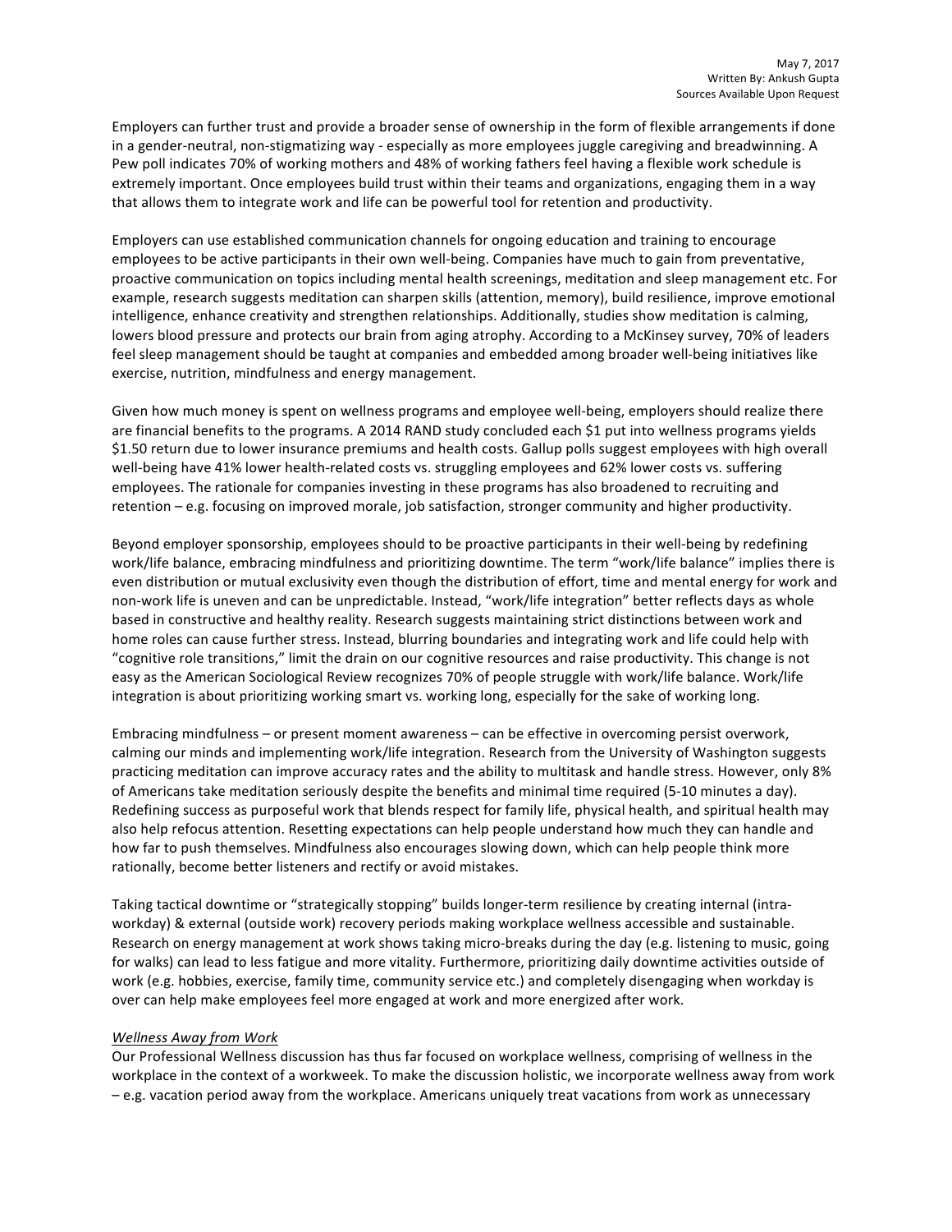Employers can further trust and provide a broader sense of ownership in the form of flexible arrangements if done in a gender-neutral, non-stigmatizing way - especially as more employees juggle caregiving and breadwinning. A Pew poll indicates 70% of working mothers and 48% of working fathers feel having a flexible work schedule is extremely important. Once employees build trust within their teams and organizations, engaging them in a way that allows them to integrate work and life can be powerful tool for retention and productivity.

Employers can use established communication channels for ongoing education and training to encourage employees to be active participants in their own well-being. Companies have much to gain from preventative, proactive communication on topics including mental health screenings, meditation and sleep management etc. For example, research suggests meditation can sharpen skills (attention, memory), build resilience, improve emotional intelligence, enhance creativity and strengthen relationships. Additionally, studies show meditation is calming, lowers blood pressure and protects our brain from aging atrophy. According to a McKinsey survey, 70% of leaders feel sleep management should be taught at companies and embedded among broader well-being initiatives like exercise, nutrition, mindfulness and energy management.

Given how much money is spent on wellness programs and employee well-being, employers should realize there are financial benefits to the programs. A 2014 RAND study concluded each $1 put into wellness programs yields $1.50 return due to lower insurance premiums and health costs. Gallup polls suggest employees with high overall well-being have 41% lower health-related costs vs. struggling employees and 62% lower costs vs. suffering employees. The rationale for companies investing in these programs has also broadened to recruiting and retention – e.g. focusing on improved morale, job satisfaction, stronger community and higher productivity.

Beyond employer sponsorship, employees should to be proactive participants in their well-being by redefining work/life balance, embracing mindfulness and prioritizing downtime. The term "work/life balance" implies there is even distribution or mutual exclusivity even though the distribution of effort, time and mental energy for work and non-work life is uneven and can be unpredictable. Instead, "work/life integration" better reflects days as whole based in constructive and healthy reality. Research suggests maintaining strict distinctions between work and home roles can cause further stress. Instead, blurring boundaries and integrating work and life could help with "cognitive role transitions," limit the drain on our cognitive resources and raise productivity. This change is not easy as the American Sociological Review recognizes 70% of people struggle with work/life balance. Work/life integration is about prioritizing working smart vs. working long, especially for the sake of working long.

Embracing mindfulness – or present moment awareness – can be effective in overcoming persist overwork, calming our minds and implementing work/life integration. Research from the University of Washington suggests practicing meditation can improve accuracy rates and the ability to multitask and handle stress. However, only 8% of Americans take meditation seriously despite the benefits and minimal time required (5-10 minutes a day). Redefining success as purposeful work that blends respect for family life, physical health, and spiritual health may also help refocus attention. Resetting expectations can help people understand how much they can handle and how far to push themselves. Mindfulness also encourages slowing down, which can help people think more rationally, become better listeners and rectify or avoid mistakes.

Taking tactical downtime or "strategically stopping" builds longer-term resilience by creating internal (intra-workday) & external (outside work) recovery periods making workplace wellness accessible and sustainable. Research on energy management at work shows taking micro-breaks during the day (e.g. listening to music, going for walks) can lead to less fatigue and more vitality. Furthermore, prioritizing daily downtime activities outside of work (e.g. hobbies, exercise, family time, community service etc.) and completely disengaging when workday is over can help make employees feel more engaged at work and more energized after work.

*Wellness Away from Work*

Our Professional Wellness discussion has thus far focused on workplace wellness, comprising of wellness in the workplace in the context of a workweek. To make the discussion holistic, we incorporate wellness away from work – e.g. vacation period away from the workplace. Americans uniquely treat vacations from work as unnecessary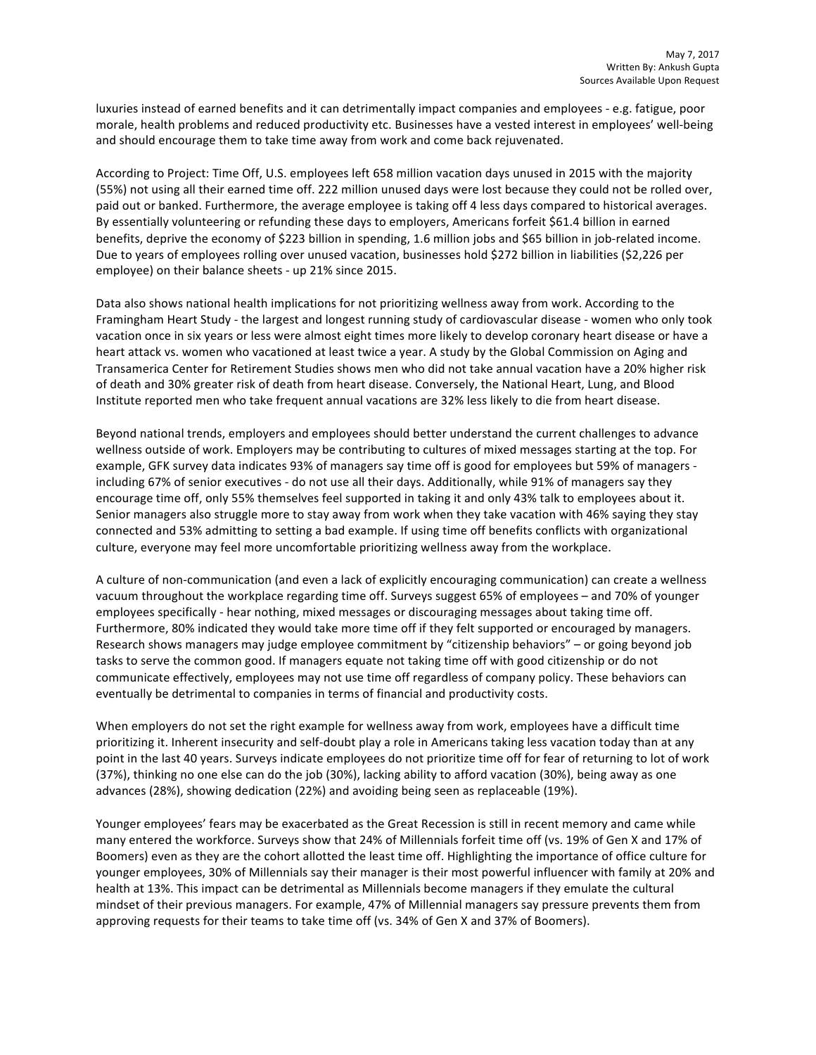luxuries instead of earned benefits and it can detrimentally impact companies and employees - e.g. fatigue, poor morale, health problems and reduced productivity etc. Businesses have a vested interest in employees' well-being and should encourage them to take time away from work and come back rejuvenated.

According to Project: Time Off, U.S. employees left 658 million vacation days unused in 2015 with the majority (55%) not using all their earned time off. 222 million unused days were lost because they could not be rolled over, paid out or banked. Furthermore, the average employee is taking off 4 less days compared to historical averages. By essentially volunteering or refunding these days to employers, Americans forfeit $61.4 billion in earned benefits, deprive the economy of $223 billion in spending, 1.6 million jobs and $65 billion in job-related income. Due to years of employees rolling over unused vacation, businesses hold $272 billion in liabilities ($2,226 per employee) on their balance sheets - up 21% since 2015.

Data also shows national health implications for not prioritizing wellness away from work. According to the Framingham Heart Study - the largest and longest running study of cardiovascular disease - women who only took vacation once in six years or less were almost eight times more likely to develop coronary heart disease or have a heart attack vs. women who vacationed at least twice a year. A study by the Global Commission on Aging and Transamerica Center for Retirement Studies shows men who did not take annual vacation have a 20% higher risk of death and 30% greater risk of death from heart disease. Conversely, the National Heart, Lung, and Blood Institute reported men who take frequent annual vacations are 32% less likely to die from heart disease.

Beyond national trends, employers and employees should better understand the current challenges to advance wellness outside of work. Employers may be contributing to cultures of mixed messages starting at the top. For example, GFK survey data indicates 93% of managers say time off is good for employees but 59% of managers - including 67% of senior executives - do not use all their days. Additionally, while 91% of managers say they encourage time off, only 55% themselves feel supported in taking it and only 43% talk to employees about it. Senior managers also struggle more to stay away from work when they take vacation with 46% saying they stay connected and 53% admitting to setting a bad example. If using time off benefits conflicts with organizational culture, everyone may feel more uncomfortable prioritizing wellness away from the workplace.

A culture of non-communication (and even a lack of explicitly encouraging communication) can create a wellness vacuum throughout the workplace regarding time off. Surveys suggest 65% of employees – and 70% of younger employees specifically - hear nothing, mixed messages or discouraging messages about taking time off. Furthermore, 80% indicated they would take more time off if they felt supported or encouraged by managers. Research shows managers may judge employee commitment by "citizenship behaviors" – or going beyond job tasks to serve the common good. If managers equate not taking time off with good citizenship or do not communicate effectively, employees may not use time off regardless of company policy. These behaviors can eventually be detrimental to companies in terms of financial and productivity costs.

When employers do not set the right example for wellness away from work, employees have a difficult time prioritizing it. Inherent insecurity and self-doubt play a role in Americans taking less vacation today than at any point in the last 40 years. Surveys indicate employees do not prioritize time off for fear of returning to lot of work (37%), thinking no one else can do the job (30%), lacking ability to afford vacation (30%), being away as one advances (28%), showing dedication (22%) and avoiding being seen as replaceable (19%).

Younger employees' fears may be exacerbated as the Great Recession is still in recent memory and came while many entered the workforce. Surveys show that 24% of Millennials forfeit time off (vs. 19% of Gen X and 17% of Boomers) even as they are the cohort allotted the least time off. Highlighting the importance of office culture for younger employees, 30% of Millennials say their manager is their most powerful influencer with family at 20% and health at 13%. This impact can be detrimental as Millennials become managers if they emulate the cultural mindset of their previous managers. For example, 47% of Millennial managers say pressure prevents them from approving requests for their teams to take time off (vs. 34% of Gen X and 37% of Boomers).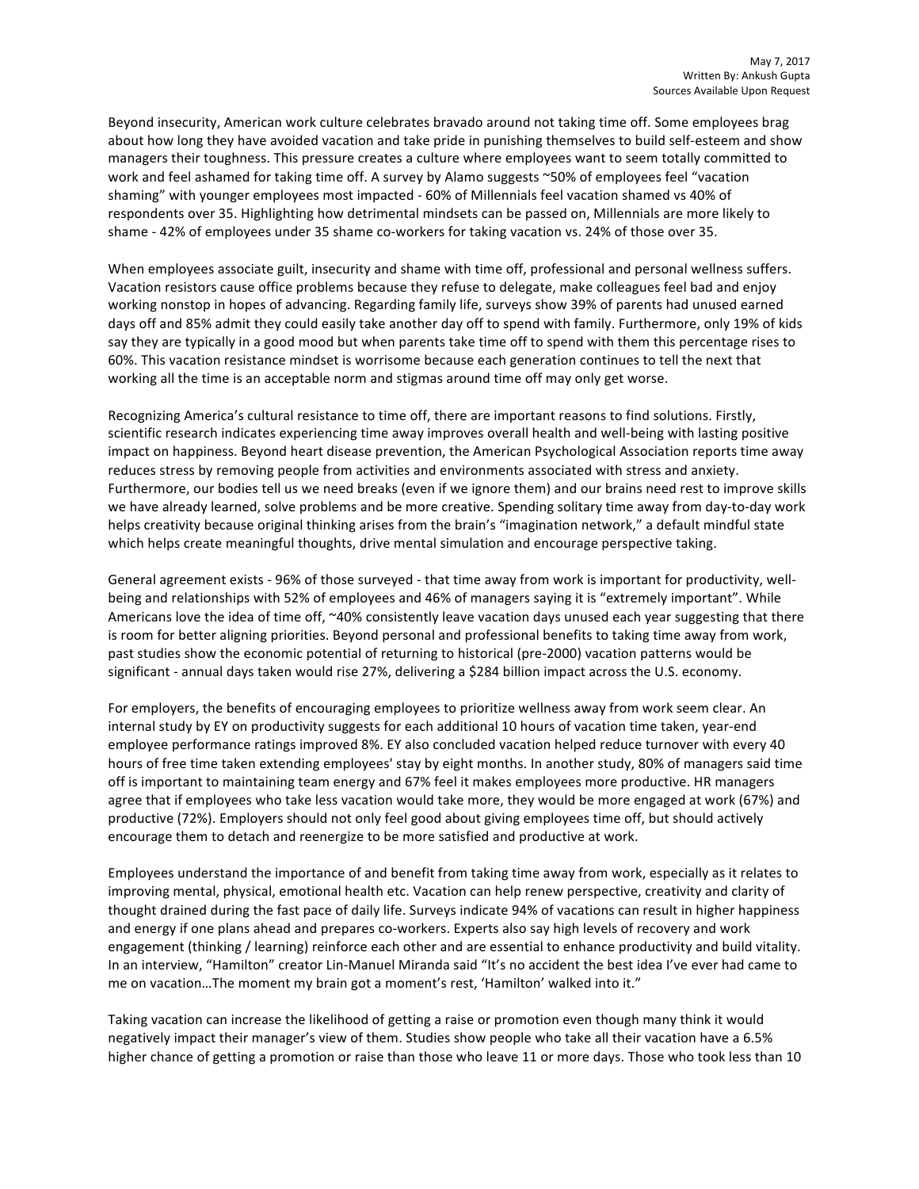May 7, 2017
Written By: Ankush Gupta
Sources Available Upon Request

Beyond insecurity, American work culture celebrates bravado around not taking time off. Some employees brag about how long they have avoided vacation and take pride in punishing themselves to build self-esteem and show managers their toughness. This pressure creates a culture where employees want to seem totally committed to work and feel ashamed for taking time off. A survey by Alamo suggests ~50% of employees feel "vacation shaming" with younger employees most impacted - 60% of Millennials feel vacation shamed vs 40% of respondents over 35. Highlighting how detrimental mindsets can be passed on, Millennials are more likely to shame - 42% of employees under 35 shame co-workers for taking vacation vs. 24% of those over 35.

When employees associate guilt, insecurity and shame with time off, professional and personal wellness suffers. Vacation resistors cause office problems because they refuse to delegate, make colleagues feel bad and enjoy working nonstop in hopes of advancing. Regarding family life, surveys show 39% of parents had unused earned days off and 85% admit they could easily take another day off to spend with family. Furthermore, only 19% of kids say they are typically in a good mood but when parents take time off to spend with them this percentage rises to 60%. This vacation resistance mindset is worrisome because each generation continues to tell the next that working all the time is an acceptable norm and stigmas around time off may only get worse.

Recognizing America's cultural resistance to time off, there are important reasons to find solutions. Firstly, scientific research indicates experiencing time away improves overall health and well-being with lasting positive impact on happiness. Beyond heart disease prevention, the American Psychological Association reports time away reduces stress by removing people from activities and environments associated with stress and anxiety. Furthermore, our bodies tell us we need breaks (even if we ignore them) and our brains need rest to improve skills we have already learned, solve problems and be more creative. Spending solitary time away from day-to-day work helps creativity because original thinking arises from the brain's "imagination network," a default mindful state which helps create meaningful thoughts, drive mental simulation and encourage perspective taking.

General agreement exists - 96% of those surveyed - that time away from work is important for productivity, well-being and relationships with 52% of employees and 46% of managers saying it is "extremely important". While Americans love the idea of time off, ~40% consistently leave vacation days unused each year suggesting that there is room for better aligning priorities. Beyond personal and professional benefits to taking time away from work, past studies show the economic potential of returning to historical (pre-2000) vacation patterns would be significant - annual days taken would rise 27%, delivering a $284 billion impact across the U.S. economy.

For employers, the benefits of encouraging employees to prioritize wellness away from work seem clear. An internal study by EY on productivity suggests for each additional 10 hours of vacation time taken, year-end employee performance ratings improved 8%. EY also concluded vacation helped reduce turnover with every 40 hours of free time taken extending employees' stay by eight months. In another study, 80% of managers said time off is important to maintaining team energy and 67% feel it makes employees more productive. HR managers agree that if employees who take less vacation would take more, they would be more engaged at work (67%) and productive (72%). Employers should not only feel good about giving employees time off, but should actively encourage them to detach and reenergize to be more satisfied and productive at work.

Employees understand the importance of and benefit from taking time away from work, especially as it relates to improving mental, physical, emotional health etc. Vacation can help renew perspective, creativity and clarity of thought drained during the fast pace of daily life. Surveys indicate 94% of vacations can result in higher happiness and energy if one plans ahead and prepares co-workers. Experts also say high levels of recovery and work engagement (thinking / learning) reinforce each other and are essential to enhance productivity and build vitality. In an interview, "Hamilton" creator Lin-Manuel Miranda said "It's no accident the best idea I've ever had came to me on vacation…The moment my brain got a moment's rest, 'Hamilton' walked into it."

Taking vacation can increase the likelihood of getting a raise or promotion even though many think it would negatively impact their manager's view of them. Studies show people who take all their vacation have a 6.5% higher chance of getting a promotion or raise than those who leave 11 or more days. Those who took less than 10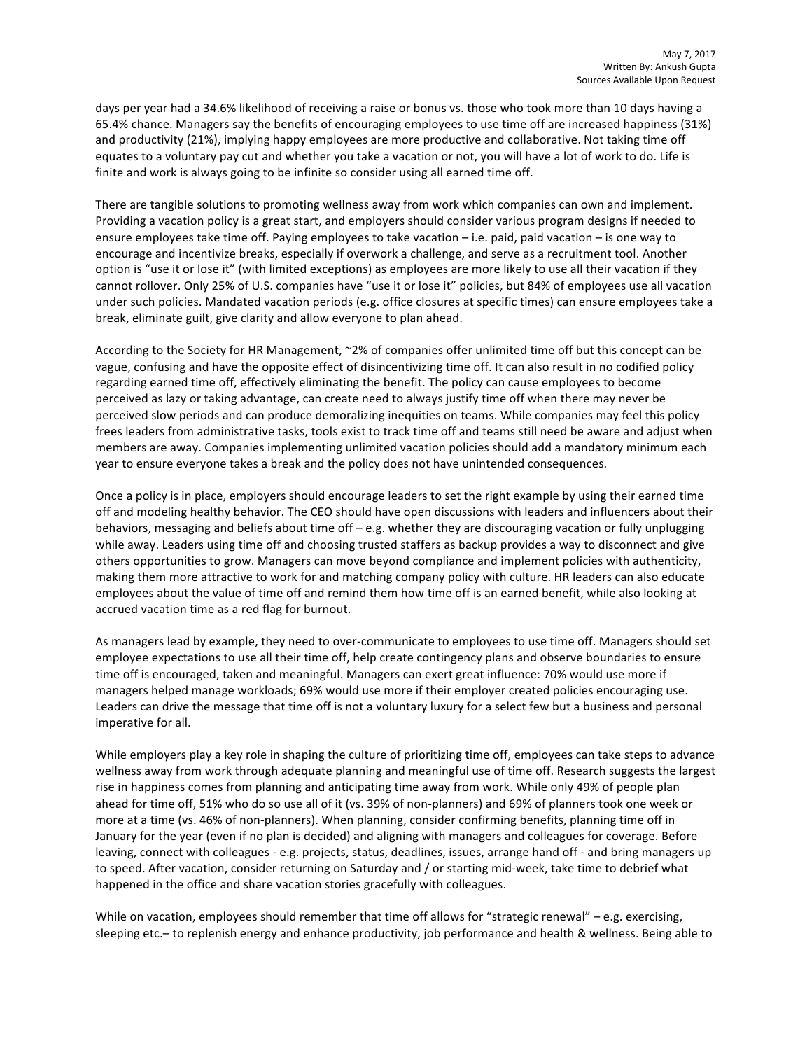days per year had a 34.6% likelihood of receiving a raise or bonus vs. those who took more than 10 days having a 65.4% chance. Managers say the benefits of encouraging employees to use time off are increased happiness (31%) and productivity (21%), implying happy employees are more productive and collaborative. Not taking time off equates to a voluntary pay cut and whether you take a vacation or not, you will have a lot of work to do. Life is finite and work is always going to be infinite so consider using all earned time off.

There are tangible solutions to promoting wellness away from work which companies can own and implement. Providing a vacation policy is a great start, and employers should consider various program designs if needed to ensure employees take time off. Paying employees to take vacation – i.e. paid, paid vacation – is one way to encourage and incentivize breaks, especially if overwork a challenge, and serve as a recruitment tool. Another option is "use it or lose it" (with limited exceptions) as employees are more likely to use all their vacation if they cannot rollover. Only 25% of U.S. companies have "use it or lose it" policies, but 84% of employees use all vacation under such policies. Mandated vacation periods (e.g. office closures at specific times) can ensure employees take a break, eliminate guilt, give clarity and allow everyone to plan ahead.

According to the Society for HR Management, ~2% of companies offer unlimited time off but this concept can be vague, confusing and have the opposite effect of disincentivizing time off. It can also result in no codified policy regarding earned time off, effectively eliminating the benefit. The policy can cause employees to become perceived as lazy or taking advantage, can create need to always justify time off when there may never be perceived slow periods and can produce demoralizing inequities on teams. While companies may feel this policy frees leaders from administrative tasks, tools exist to track time off and teams still need be aware and adjust when members are away. Companies implementing unlimited vacation policies should add a mandatory minimum each year to ensure everyone takes a break and the policy does not have unintended consequences.

Once a policy is in place, employers should encourage leaders to set the right example by using their earned time off and modeling healthy behavior. The CEO should have open discussions with leaders and influencers about their behaviors, messaging and beliefs about time off – e.g. whether they are discouraging vacation or fully unplugging while away. Leaders using time off and choosing trusted staffers as backup provides a way to disconnect and give others opportunities to grow. Managers can move beyond compliance and implement policies with authenticity, making them more attractive to work for and matching company policy with culture. HR leaders can also educate employees about the value of time off and remind them how time off is an earned benefit, while also looking at accrued vacation time as a red flag for burnout.

As managers lead by example, they need to over-communicate to employees to use time off. Managers should set employee expectations to use all their time off, help create contingency plans and observe boundaries to ensure time off is encouraged, taken and meaningful. Managers can exert great influence: 70% would use more if managers helped manage workloads; 69% would use more if their employer created policies encouraging use. Leaders can drive the message that time off is not a voluntary luxury for a select few but a business and personal imperative for all.

While employers play a key role in shaping the culture of prioritizing time off, employees can take steps to advance wellness away from work through adequate planning and meaningful use of time off. Research suggests the largest rise in happiness comes from planning and anticipating time away from work. While only 49% of people plan ahead for time off, 51% who do so use all of it (vs. 39% of non-planners) and 69% of planners took one week or more at a time (vs. 46% of non-planners). When planning, consider confirming benefits, planning time off in January for the year (even if no plan is decided) and aligning with managers and colleagues for coverage. Before leaving, connect with colleagues - e.g. projects, status, deadlines, issues, arrange hand off - and bring managers up to speed. After vacation, consider returning on Saturday and / or starting mid-week, take time to debrief what happened in the office and share vacation stories gracefully with colleagues.

While on vacation, employees should remember that time off allows for "strategic renewal" – e.g. exercising, sleeping etc.– to replenish energy and enhance productivity, job performance and health & wellness. Being able to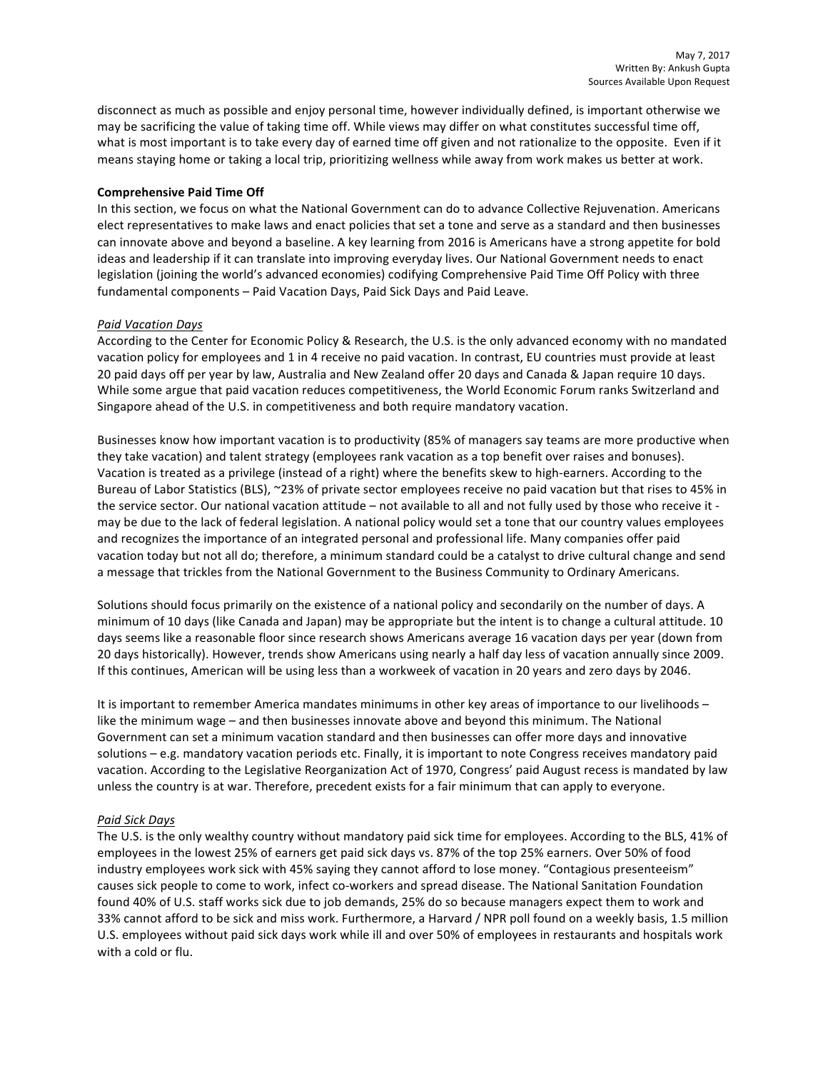disconnect as much as possible and enjoy personal time, however individually defined, is important otherwise we may be sacrificing the value of taking time off. While views may differ on what constitutes successful time off, what is most important is to take every day of earned time off given and not rationalize to the opposite. Even if it means staying home or taking a local trip, prioritizing wellness while away from work makes us better at work.

**Comprehensive Paid Time Off**

In this section, we focus on what the National Government can do to advance Collective Rejuvenation. Americans elect representatives to make laws and enact policies that set a tone and serve as a standard and then businesses can innovate above and beyond a baseline. A key learning from 2016 is Americans have a strong appetite for bold ideas and leadership if it can translate into improving everyday lives. Our National Government needs to enact legislation (joining the world's advanced economies) codifying Comprehensive Paid Time Off Policy with three fundamental components – Paid Vacation Days, Paid Sick Days and Paid Leave.

*Paid Vacation Days*

According to the Center for Economic Policy & Research, the U.S. is the only advanced economy with no mandated vacation policy for employees and 1 in 4 receive no paid vacation. In contrast, EU countries must provide at least 20 paid days off per year by law, Australia and New Zealand offer 20 days and Canada & Japan require 10 days. While some argue that paid vacation reduces competitiveness, the World Economic Forum ranks Switzerland and Singapore ahead of the U.S. in competitiveness and both require mandatory vacation.

Businesses know how important vacation is to productivity (85% of managers say teams are more productive when they take vacation) and talent strategy (employees rank vacation as a top benefit over raises and bonuses). Vacation is treated as a privilege (instead of a right) where the benefits skew to high-earners. According to the Bureau of Labor Statistics (BLS), ~23% of private sector employees receive no paid vacation but that rises to 45% in the service sector. Our national vacation attitude – not available to all and not fully used by those who receive it - may be due to the lack of federal legislation. A national policy would set a tone that our country values employees and recognizes the importance of an integrated personal and professional life. Many companies offer paid vacation today but not all do; therefore, a minimum standard could be a catalyst to drive cultural change and send a message that trickles from the National Government to the Business Community to Ordinary Americans.

Solutions should focus primarily on the existence of a national policy and secondarily on the number of days. A minimum of 10 days (like Canada and Japan) may be appropriate but the intent is to change a cultural attitude. 10 days seems like a reasonable floor since research shows Americans average 16 vacation days per year (down from 20 days historically). However, trends show Americans using nearly a half day less of vacation annually since 2009. If this continues, American will be using less than a workweek of vacation in 20 years and zero days by 2046.

It is important to remember America mandates minimums in other key areas of importance to our livelihoods – like the minimum wage – and then businesses innovate above and beyond this minimum. The National Government can set a minimum vacation standard and then businesses can offer more days and innovative solutions – e.g. mandatory vacation periods etc. Finally, it is important to note Congress receives mandatory paid vacation. According to the Legislative Reorganization Act of 1970, Congress' paid August recess is mandated by law unless the country is at war. Therefore, precedent exists for a fair minimum that can apply to everyone.

*Paid Sick Days*

The U.S. is the only wealthy country without mandatory paid sick time for employees. According to the BLS, 41% of employees in the lowest 25% of earners get paid sick days vs. 87% of the top 25% earners. Over 50% of food industry employees work sick with 45% saying they cannot afford to lose money. "Contagious presenteeism" causes sick people to come to work, infect co-workers and spread disease. The National Sanitation Foundation found 40% of U.S. staff works sick due to job demands, 25% do so because managers expect them to work and 33% cannot afford to be sick and miss work. Furthermore, a Harvard / NPR poll found on a weekly basis, 1.5 million U.S. employees without paid sick days work while ill and over 50% of employees in restaurants and hospitals work with a cold or flu.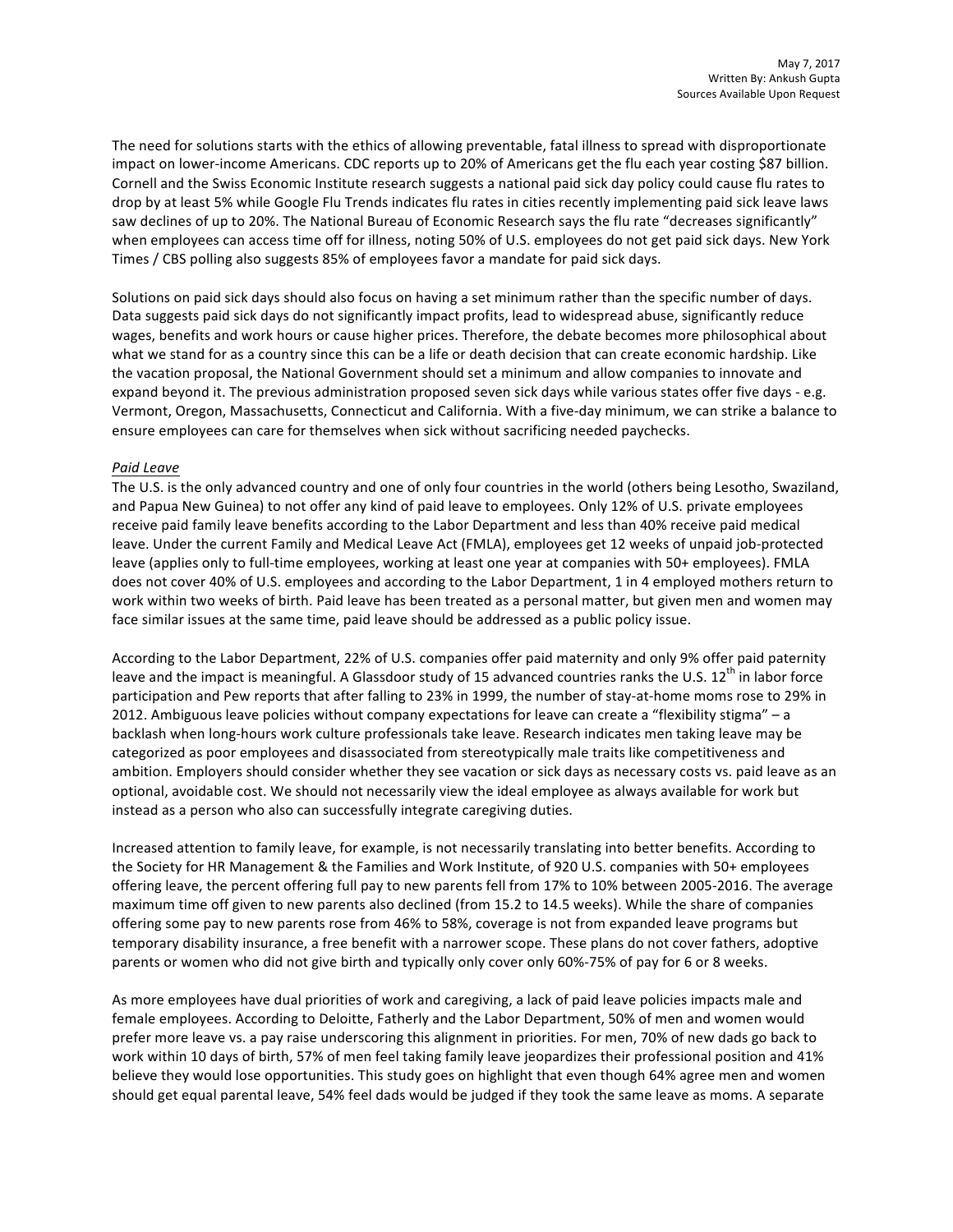The need for solutions starts with the ethics of allowing preventable, fatal illness to spread with disproportionate impact on lower-income Americans. CDC reports up to 20% of Americans get the flu each year costing $87 billion. Cornell and the Swiss Economic Institute research suggests a national paid sick day policy could cause flu rates to drop by at least 5% while Google Flu Trends indicates flu rates in cities recently implementing paid sick leave laws saw declines of up to 20%. The National Bureau of Economic Research says the flu rate "decreases significantly" when employees can access time off for illness, noting 50% of U.S. employees do not get paid sick days. New York Times / CBS polling also suggests 85% of employees favor a mandate for paid sick days.

Solutions on paid sick days should also focus on having a set minimum rather than the specific number of days. Data suggests paid sick days do not significantly impact profits, lead to widespread abuse, significantly reduce wages, benefits and work hours or cause higher prices. Therefore, the debate becomes more philosophical about what we stand for as a country since this can be a life or death decision that can create economic hardship. Like the vacation proposal, the National Government should set a minimum and allow companies to innovate and expand beyond it. The previous administration proposed seven sick days while various states offer five days - e.g. Vermont, Oregon, Massachusetts, Connecticut and California. With a five-day minimum, we can strike a balance to ensure employees can care for themselves when sick without sacrificing needed paychecks.

*Paid Leave*

The U.S. is the only advanced country and one of only four countries in the world (others being Lesotho, Swaziland, and Papua New Guinea) to not offer any kind of paid leave to employees. Only 12% of U.S. private employees receive paid family leave benefits according to the Labor Department and less than 40% receive paid medical leave. Under the current Family and Medical Leave Act (FMLA), employees get 12 weeks of unpaid job-protected leave (applies only to full-time employees, working at least one year at companies with 50+ employees). FMLA does not cover 40% of U.S. employees and according to the Labor Department, 1 in 4 employed mothers return to work within two weeks of birth. Paid leave has been treated as a personal matter, but given men and women may face similar issues at the same time, paid leave should be addressed as a public policy issue.

According to the Labor Department, 22% of U.S. companies offer paid maternity and only 9% offer paid paternity leave and the impact is meaningful. A Glassdoor study of 15 advanced countries ranks the U.S. 12th in labor force participation and Pew reports that after falling to 23% in 1999, the number of stay-at-home moms rose to 29% in 2012. Ambiguous leave policies without company expectations for leave can create a "flexibility stigma" – a backlash when long-hours work culture professionals take leave. Research indicates men taking leave may be categorized as poor employees and disassociated from stereotypically male traits like competitiveness and ambition. Employers should consider whether they see vacation or sick days as necessary costs vs. paid leave as an optional, avoidable cost. We should not necessarily view the ideal employee as always available for work but instead as a person who also can successfully integrate caregiving duties.

Increased attention to family leave, for example, is not necessarily translating into better benefits. According to the Society for HR Management & the Families and Work Institute, of 920 U.S. companies with 50+ employees offering leave, the percent offering full pay to new parents fell from 17% to 10% between 2005-2016. The average maximum time off given to new parents also declined (from 15.2 to 14.5 weeks). While the share of companies offering some pay to new parents rose from 46% to 58%, coverage is not from expanded leave programs but temporary disability insurance, a free benefit with a narrower scope. These plans do not cover fathers, adoptive parents or women who did not give birth and typically only cover only 60%-75% of pay for 6 or 8 weeks.

As more employees have dual priorities of work and caregiving, a lack of paid leave policies impacts male and female employees. According to Deloitte, Fatherly and the Labor Department, 50% of men and women would prefer more leave vs. a pay raise underscoring this alignment in priorities. For men, 70% of new dads go back to work within 10 days of birth, 57% of men feel taking family leave jeopardizes their professional position and 41% believe they would lose opportunities. This study goes on highlight that even though 64% agree men and women should get equal parental leave, 54% feel dads would be judged if they took the same leave as moms. A separate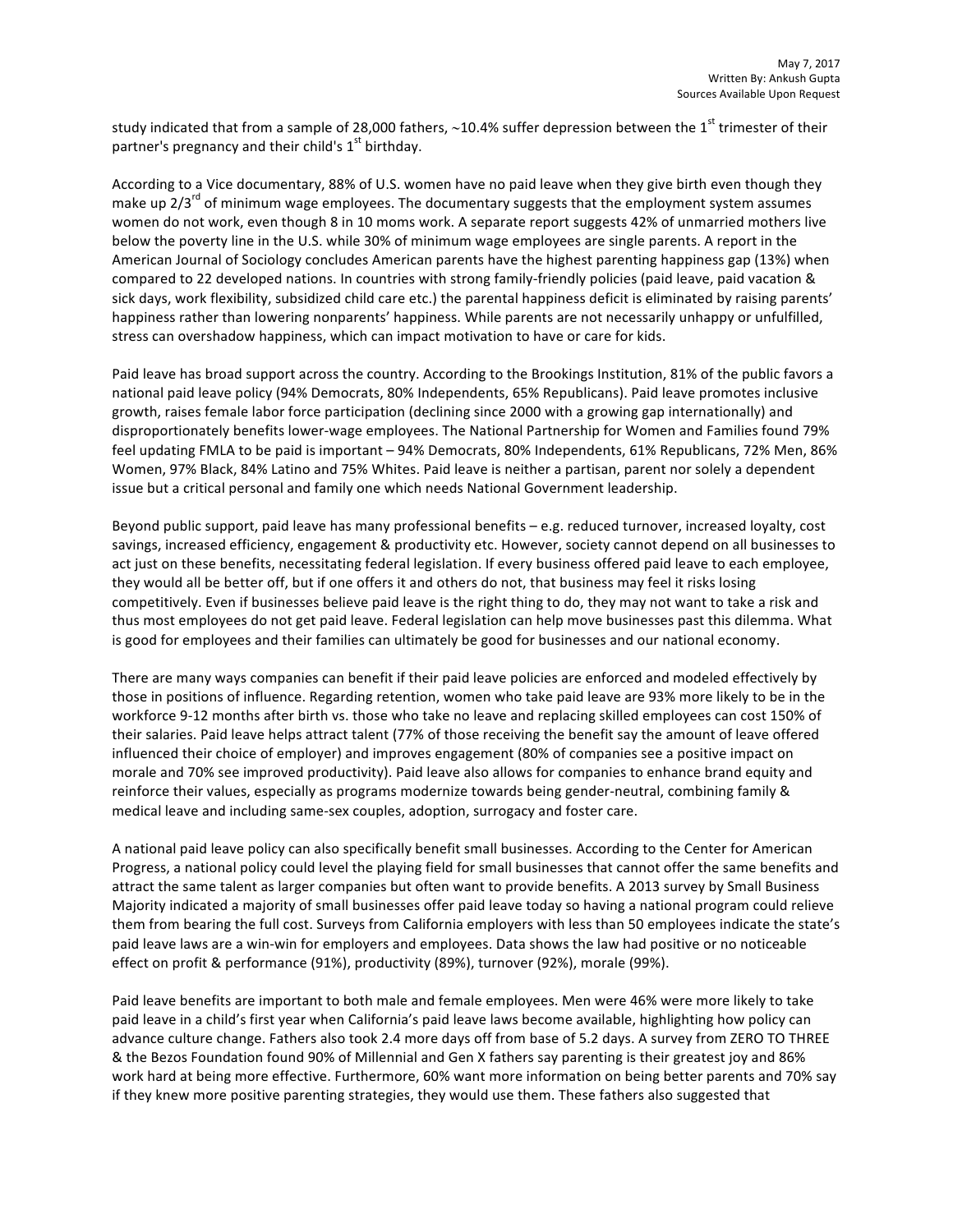study indicated that from a sample of 28,000 fathers, ~10.4% suffer depression between the 1st trimester of their partner's pregnancy and their child's 1st birthday.

According to a Vice documentary, 88% of U.S. women have no paid leave when they give birth even though they make up 2/3rd of minimum wage employees. The documentary suggests that the employment system assumes women do not work, even though 8 in 10 moms work. A separate report suggests 42% of unmarried mothers live below the poverty line in the U.S. while 30% of minimum wage employees are single parents. A report in the American Journal of Sociology concludes American parents have the highest parenting happiness gap (13%) when compared to 22 developed nations. In countries with strong family-friendly policies (paid leave, paid vacation & sick days, work flexibility, subsidized child care etc.) the parental happiness deficit is eliminated by raising parents' happiness rather than lowering nonparents' happiness. While parents are not necessarily unhappy or unfulfilled, stress can overshadow happiness, which can impact motivation to have or care for kids.

Paid leave has broad support across the country. According to the Brookings Institution, 81% of the public favors a national paid leave policy (94% Democrats, 80% Independents, 65% Republicans). Paid leave promotes inclusive growth, raises female labor force participation (declining since 2000 with a growing gap internationally) and disproportionately benefits lower-wage employees. The National Partnership for Women and Families found 79% feel updating FMLA to be paid is important – 94% Democrats, 80% Independents, 61% Republicans, 72% Men, 86% Women, 97% Black, 84% Latino and 75% Whites. Paid leave is neither a partisan, parent nor solely a dependent issue but a critical personal and family one which needs National Government leadership.

Beyond public support, paid leave has many professional benefits – e.g. reduced turnover, increased loyalty, cost savings, increased efficiency, engagement & productivity etc. However, society cannot depend on all businesses to act just on these benefits, necessitating federal legislation. If every business offered paid leave to each employee, they would all be better off, but if one offers it and others do not, that business may feel it risks losing competitively. Even if businesses believe paid leave is the right thing to do, they may not want to take a risk and thus most employees do not get paid leave. Federal legislation can help move businesses past this dilemma. What is good for employees and their families can ultimately be good for businesses and our national economy.

There are many ways companies can benefit if their paid leave policies are enforced and modeled effectively by those in positions of influence. Regarding retention, women who take paid leave are 93% more likely to be in the workforce 9-12 months after birth vs. those who take no leave and replacing skilled employees can cost 150% of their salaries. Paid leave helps attract talent (77% of those receiving the benefit say the amount of leave offered influenced their choice of employer) and improves engagement (80% of companies see a positive impact on morale and 70% see improved productivity). Paid leave also allows for companies to enhance brand equity and reinforce their values, especially as programs modernize towards being gender-neutral, combining family & medical leave and including same-sex couples, adoption, surrogacy and foster care.

A national paid leave policy can also specifically benefit small businesses. According to the Center for American Progress, a national policy could level the playing field for small businesses that cannot offer the same benefits and attract the same talent as larger companies but often want to provide benefits. A 2013 survey by Small Business Majority indicated a majority of small businesses offer paid leave today so having a national program could relieve them from bearing the full cost. Surveys from California employers with less than 50 employees indicate the state's paid leave laws are a win-win for employers and employees. Data shows the law had positive or no noticeable effect on profit & performance (91%), productivity (89%), turnover (92%), morale (99%).

Paid leave benefits are important to both male and female employees. Men were 46% were more likely to take paid leave in a child's first year when California's paid leave laws become available, highlighting how policy can advance culture change. Fathers also took 2.4 more days off from base of 5.2 days. A survey from ZERO TO THREE & the Bezos Foundation found 90% of Millennial and Gen X fathers say parenting is their greatest joy and 86% work hard at being more effective. Furthermore, 60% want more information on being better parents and 70% say if they knew more positive parenting strategies, they would use them. These fathers also suggested that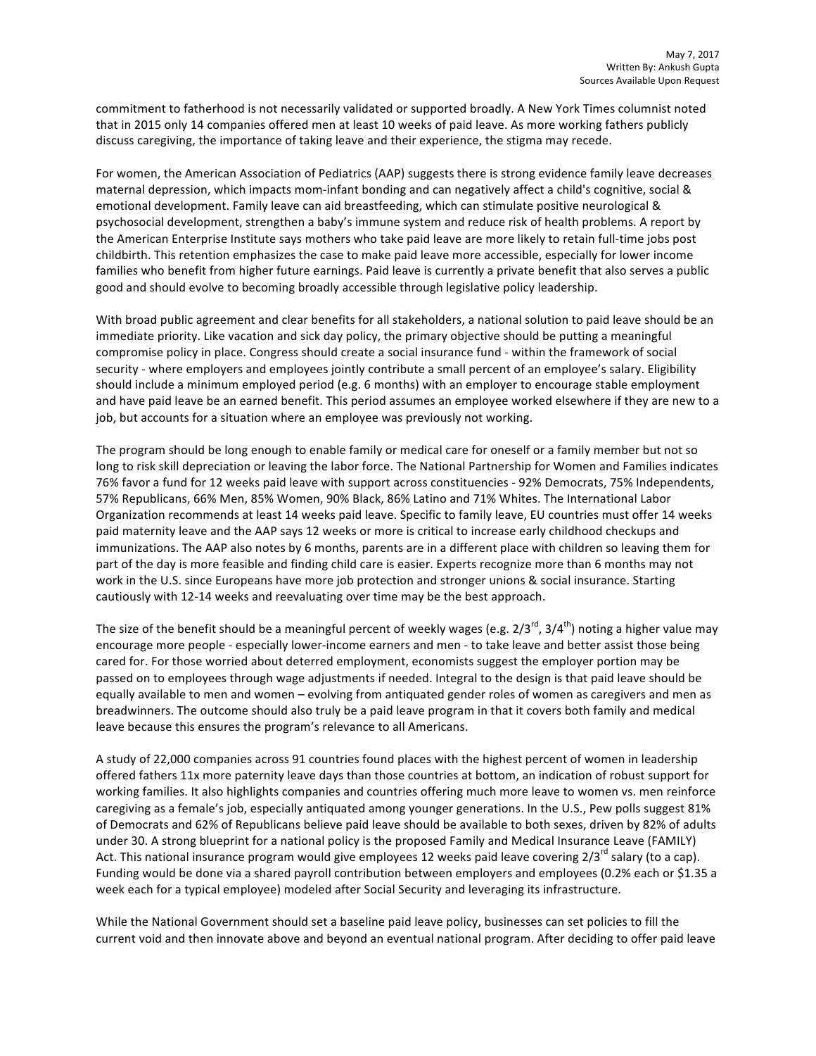commitment to fatherhood is not necessarily validated or supported broadly. A New York Times columnist noted that in 2015 only 14 companies offered men at least 10 weeks of paid leave. As more working fathers publicly discuss caregiving, the importance of taking leave and their experience, the stigma may recede.

For women, the American Association of Pediatrics (AAP) suggests there is strong evidence family leave decreases maternal depression, which impacts mom-infant bonding and can negatively affect a child's cognitive, social & emotional development. Family leave can aid breastfeeding, which can stimulate positive neurological & psychosocial development, strengthen a baby's immune system and reduce risk of health problems. A report by the American Enterprise Institute says mothers who take paid leave are more likely to retain full-time jobs post childbirth. This retention emphasizes the case to make paid leave more accessible, especially for lower income families who benefit from higher future earnings. Paid leave is currently a private benefit that also serves a public good and should evolve to becoming broadly accessible through legislative policy leadership.

With broad public agreement and clear benefits for all stakeholders, a national solution to paid leave should be an immediate priority. Like vacation and sick day policy, the primary objective should be putting a meaningful compromise policy in place. Congress should create a social insurance fund - within the framework of social security - where employers and employees jointly contribute a small percent of an employee's salary. Eligibility should include a minimum employed period (e.g. 6 months) with an employer to encourage stable employment and have paid leave be an earned benefit. This period assumes an employee worked elsewhere if they are new to a job, but accounts for a situation where an employee was previously not working.

The program should be long enough to enable family or medical care for oneself or a family member but not so long to risk skill depreciation or leaving the labor force. The National Partnership for Women and Families indicates 76% favor a fund for 12 weeks paid leave with support across constituencies - 92% Democrats, 75% Independents, 57% Republicans, 66% Men, 85% Women, 90% Black, 86% Latino and 71% Whites. The International Labor Organization recommends at least 14 weeks paid leave. Specific to family leave, EU countries must offer 14 weeks paid maternity leave and the AAP says 12 weeks or more is critical to increase early childhood checkups and immunizations. The AAP also notes by 6 months, parents are in a different place with children so leaving them for part of the day is more feasible and finding child care is easier. Experts recognize more than 6 months may not work in the U.S. since Europeans have more job protection and stronger unions & social insurance. Starting cautiously with 12-14 weeks and reevaluating over time may be the best approach.

The size of the benefit should be a meaningful percent of weekly wages (e.g. 2/3rd, 3/4th) noting a higher value may encourage more people - especially lower-income earners and men - to take leave and better assist those being cared for. For those worried about deterred employment, economists suggest the employer portion may be passed on to employees through wage adjustments if needed. Integral to the design is that paid leave should be equally available to men and women – evolving from antiquated gender roles of women as caregivers and men as breadwinners. The outcome should also truly be a paid leave program in that it covers both family and medical leave because this ensures the program's relevance to all Americans.

A study of 22,000 companies across 91 countries found places with the highest percent of women in leadership offered fathers 11x more paternity leave days than those countries at bottom, an indication of robust support for working families. It also highlights companies and countries offering much more leave to women vs. men reinforce caregiving as a female's job, especially antiquated among younger generations. In the U.S., Pew polls suggest 81% of Democrats and 62% of Republicans believe paid leave should be available to both sexes, driven by 82% of adults under 30. A strong blueprint for a national policy is the proposed Family and Medical Insurance Leave (FAMILY) Act. This national insurance program would give employees 12 weeks paid leave covering 2/3rd salary (to a cap). Funding would be done via a shared payroll contribution between employers and employees (0.2% each or $1.35 a week each for a typical employee) modeled after Social Security and leveraging its infrastructure.

While the National Government should set a baseline paid leave policy, businesses can set policies to fill the current void and then innovate above and beyond an eventual national program. After deciding to offer paid leave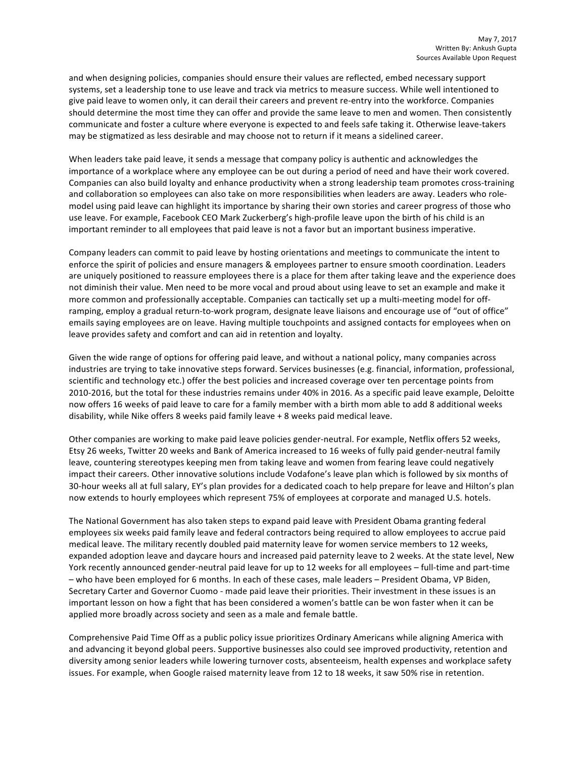and when designing policies, companies should ensure their values are reflected, embed necessary support systems, set a leadership tone to use leave and track via metrics to measure success. While well intentioned to give paid leave to women only, it can derail their careers and prevent re-entry into the workforce. Companies should determine the most time they can offer and provide the same leave to men and women. Then consistently communicate and foster a culture where everyone is expected to and feels safe taking it. Otherwise leave-takers may be stigmatized as less desirable and may choose not to return if it means a sidelined career.

When leaders take paid leave, it sends a message that company policy is authentic and acknowledges the importance of a workplace where any employee can be out during a period of need and have their work covered. Companies can also build loyalty and enhance productivity when a strong leadership team promotes cross-training and collaboration so employees can also take on more responsibilities when leaders are away. Leaders who role-model using paid leave can highlight its importance by sharing their own stories and career progress of those who use leave. For example, Facebook CEO Mark Zuckerberg's high-profile leave upon the birth of his child is an important reminder to all employees that paid leave is not a favor but an important business imperative.

Company leaders can commit to paid leave by hosting orientations and meetings to communicate the intent to enforce the spirit of policies and ensure managers & employees partner to ensure smooth coordination. Leaders are uniquely positioned to reassure employees there is a place for them after taking leave and the experience does not diminish their value. Men need to be more vocal and proud about using leave to set an example and make it more common and professionally acceptable. Companies can tactically set up a multi-meeting model for off-ramping, employ a gradual return-to-work program, designate leave liaisons and encourage use of "out of office" emails saying employees are on leave. Having multiple touchpoints and assigned contacts for employees when on leave provides safety and comfort and can aid in retention and loyalty.

Given the wide range of options for offering paid leave, and without a national policy, many companies across industries are trying to take innovative steps forward. Services businesses (e.g. financial, information, professional, scientific and technology etc.) offer the best policies and increased coverage over ten percentage points from 2010-2016, but the total for these industries remains under 40% in 2016. As a specific paid leave example, Deloitte now offers 16 weeks of paid leave to care for a family member with a birth mom able to add 8 additional weeks disability, while Nike offers 8 weeks paid family leave + 8 weeks paid medical leave.

Other companies are working to make paid leave policies gender-neutral. For example, Netflix offers 52 weeks, Etsy 26 weeks, Twitter 20 weeks and Bank of America increased to 16 weeks of fully paid gender-neutral family leave, countering stereotypes keeping men from taking leave and women from fearing leave could negatively impact their careers. Other innovative solutions include Vodafone's leave plan which is followed by six months of 30-hour weeks all at full salary, EY's plan provides for a dedicated coach to help prepare for leave and Hilton's plan now extends to hourly employees which represent 75% of employees at corporate and managed U.S. hotels.

The National Government has also taken steps to expand paid leave with President Obama granting federal employees six weeks paid family leave and federal contractors being required to allow employees to accrue paid medical leave. The military recently doubled paid maternity leave for women service members to 12 weeks, expanded adoption leave and daycare hours and increased paid paternity leave to 2 weeks. At the state level, New York recently announced gender-neutral paid leave for up to 12 weeks for all employees – full-time and part-time – who have been employed for 6 months. In each of these cases, male leaders – President Obama, VP Biden, Secretary Carter and Governor Cuomo - made paid leave their priorities. Their investment in these issues is an important lesson on how a fight that has been considered a women's battle can be won faster when it can be applied more broadly across society and seen as a male and female battle.

Comprehensive Paid Time Off as a public policy issue prioritizes Ordinary Americans while aligning America with and advancing it beyond global peers. Supportive businesses also could see improved productivity, retention and diversity among senior leaders while lowering turnover costs, absenteeism, health expenses and workplace safety issues. For example, when Google raised maternity leave from 12 to 18 weeks, it saw 50% rise in retention.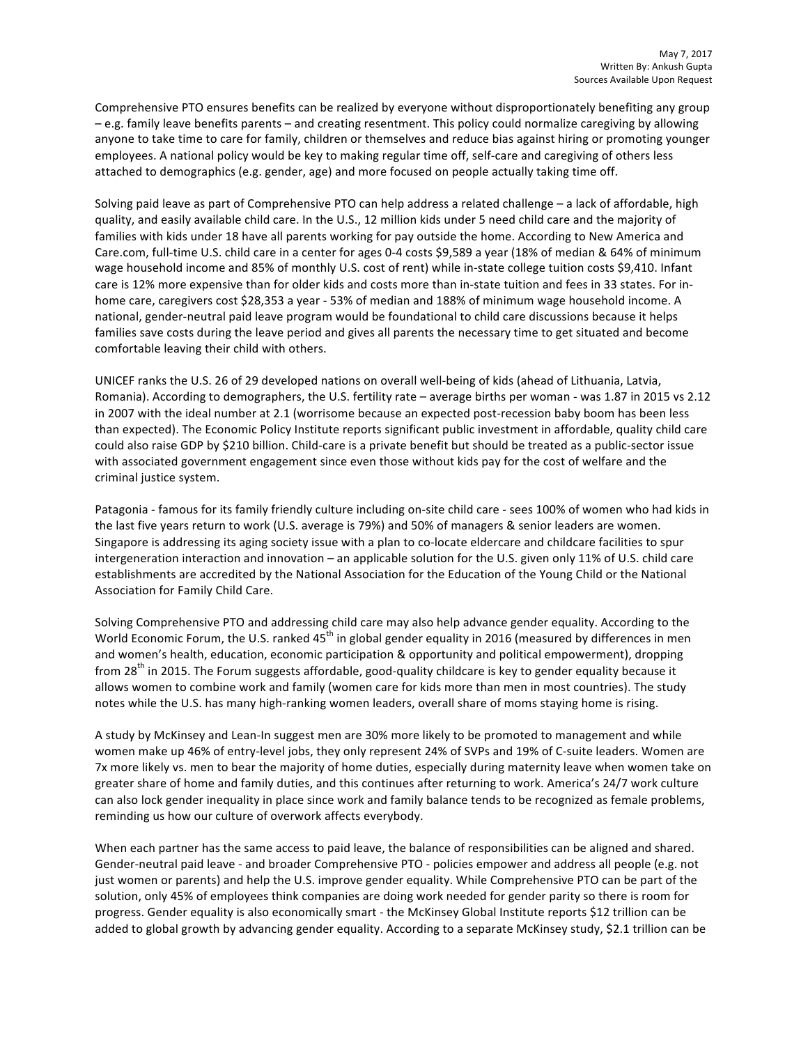May 7, 2017
Written By: Ankush Gupta
Sources Available Upon Request

Comprehensive PTO ensures benefits can be realized by everyone without disproportionately benefiting any group – e.g. family leave benefits parents – and creating resentment. This policy could normalize caregiving by allowing anyone to take time to care for family, children or themselves and reduce bias against hiring or promoting younger employees. A national policy would be key to making regular time off, self-care and caregiving of others less attached to demographics (e.g. gender, age) and more focused on people actually taking time off.

Solving paid leave as part of Comprehensive PTO can help address a related challenge – a lack of affordable, high quality, and easily available child care. In the U.S., 12 million kids under 5 need child care and the majority of families with kids under 18 have all parents working for pay outside the home. According to New America and Care.com, full-time U.S. child care in a center for ages 0-4 costs $9,589 a year (18% of median & 64% of minimum wage household income and 85% of monthly U.S. cost of rent) while in-state college tuition costs $9,410. Infant care is 12% more expensive than for older kids and costs more than in-state tuition and fees in 33 states. For in-home care, caregivers cost $28,353 a year - 53% of median and 188% of minimum wage household income. A national, gender-neutral paid leave program would be foundational to child care discussions because it helps families save costs during the leave period and gives all parents the necessary time to get situated and become comfortable leaving their child with others.

UNICEF ranks the U.S. 26 of 29 developed nations on overall well-being of kids (ahead of Lithuania, Latvia, Romania). According to demographers, the U.S. fertility rate – average births per woman - was 1.87 in 2015 vs 2.12 in 2007 with the ideal number at 2.1 (worrisome because an expected post-recession baby boom has been less than expected). The Economic Policy Institute reports significant public investment in affordable, quality child care could also raise GDP by $210 billion. Child-care is a private benefit but should be treated as a public-sector issue with associated government engagement since even those without kids pay for the cost of welfare and the criminal justice system.

Patagonia - famous for its family friendly culture including on-site child care - sees 100% of women who had kids in the last five years return to work (U.S. average is 79%) and 50% of managers & senior leaders are women. Singapore is addressing its aging society issue with a plan to co-locate eldercare and childcare facilities to spur intergeneration interaction and innovation – an applicable solution for the U.S. given only 11% of U.S. child care establishments are accredited by the National Association for the Education of the Young Child or the National Association for Family Child Care.

Solving Comprehensive PTO and addressing child care may also help advance gender equality. According to the World Economic Forum, the U.S. ranked 45th in global gender equality in 2016 (measured by differences in men and women's health, education, economic participation & opportunity and political empowerment), dropping from 28th in 2015. The Forum suggests affordable, good-quality childcare is key to gender equality because it allows women to combine work and family (women care for kids more than men in most countries). The study notes while the U.S. has many high-ranking women leaders, overall share of moms staying home is rising.

A study by McKinsey and Lean-In suggest men are 30% more likely to be promoted to management and while women make up 46% of entry-level jobs, they only represent 24% of SVPs and 19% of C-suite leaders. Women are 7x more likely vs. men to bear the majority of home duties, especially during maternity leave when women take on greater share of home and family duties, and this continues after returning to work. America's 24/7 work culture can also lock gender inequality in place since work and family balance tends to be recognized as female problems, reminding us how our culture of overwork affects everybody.

When each partner has the same access to paid leave, the balance of responsibilities can be aligned and shared. Gender-neutral paid leave - and broader Comprehensive PTO - policies empower and address all people (e.g. not just women or parents) and help the U.S. improve gender equality. While Comprehensive PTO can be part of the solution, only 45% of employees think companies are doing work needed for gender parity so there is room for progress. Gender equality is also economically smart - the McKinsey Global Institute reports $12 trillion can be added to global growth by advancing gender equality. According to a separate McKinsey study, $2.1 trillion can be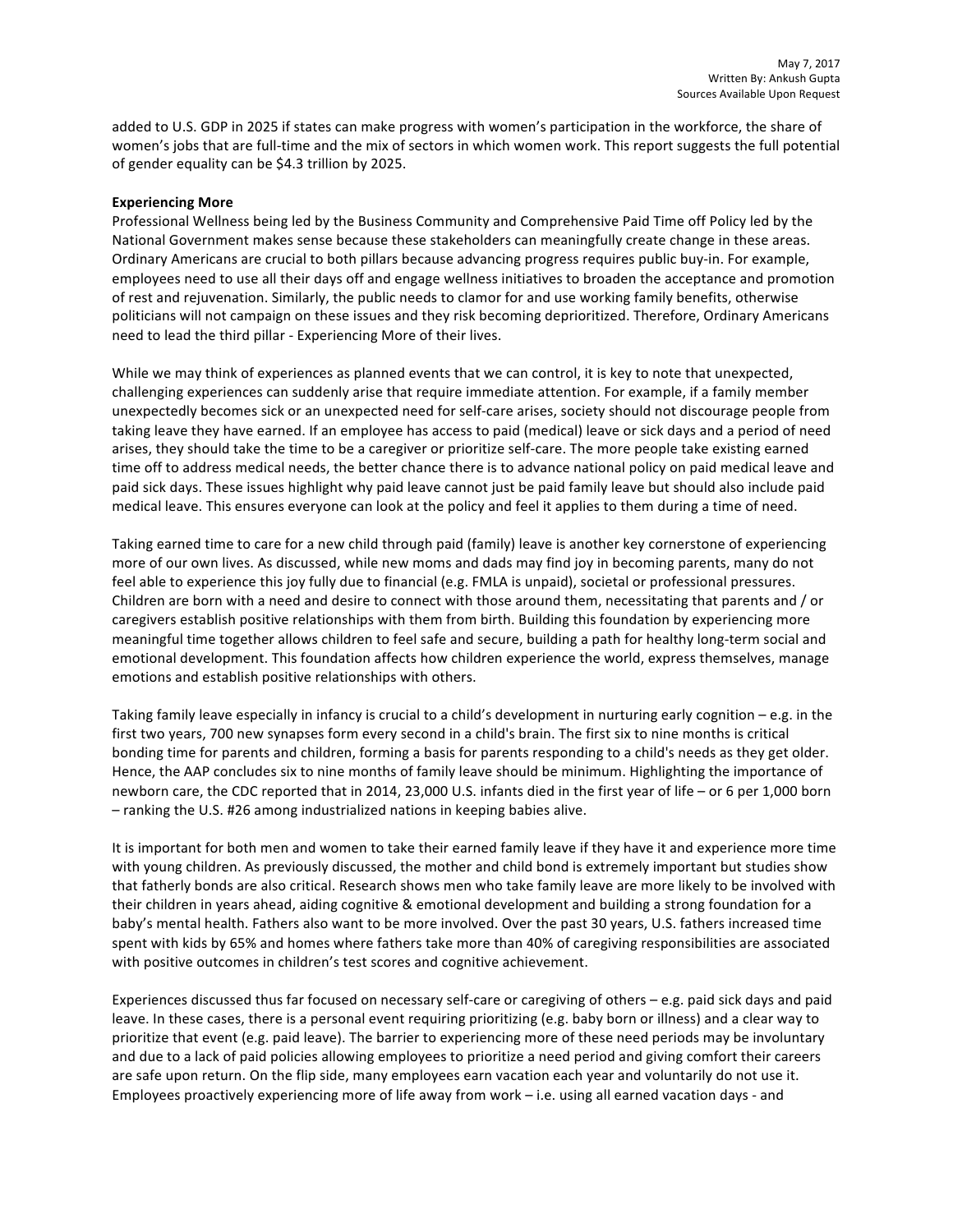added to U.S. GDP in 2025 if states can make progress with women's participation in the workforce, the share of women's jobs that are full-time and the mix of sectors in which women work. This report suggests the full potential of gender equality can be $4.3 trillion by 2025.

**Experiencing More**

Professional Wellness being led by the Business Community and Comprehensive Paid Time off Policy led by the National Government makes sense because these stakeholders can meaningfully create change in these areas. Ordinary Americans are crucial to both pillars because advancing progress requires public buy-in. For example, employees need to use all their days off and engage wellness initiatives to broaden the acceptance and promotion of rest and rejuvenation. Similarly, the public needs to clamor for and use working family benefits, otherwise politicians will not campaign on these issues and they risk becoming deprioritized. Therefore, Ordinary Americans need to lead the third pillar - Experiencing More of their lives.

While we may think of experiences as planned events that we can control, it is key to note that unexpected, challenging experiences can suddenly arise that require immediate attention. For example, if a family member unexpectedly becomes sick or an unexpected need for self-care arises, society should not discourage people from taking leave they have earned. If an employee has access to paid (medical) leave or sick days and a period of need arises, they should take the time to be a caregiver or prioritize self-care. The more people take existing earned time off to address medical needs, the better chance there is to advance national policy on paid medical leave and paid sick days. These issues highlight why paid leave cannot just be paid family leave but should also include paid medical leave. This ensures everyone can look at the policy and feel it applies to them during a time of need.

Taking earned time to care for a new child through paid (family) leave is another key cornerstone of experiencing more of our own lives. As discussed, while new moms and dads may find joy in becoming parents, many do not feel able to experience this joy fully due to financial (e.g. FMLA is unpaid), societal or professional pressures. Children are born with a need and desire to connect with those around them, necessitating that parents and / or caregivers establish positive relationships with them from birth. Building this foundation by experiencing more meaningful time together allows children to feel safe and secure, building a path for healthy long-term social and emotional development. This foundation affects how children experience the world, express themselves, manage emotions and establish positive relationships with others.

Taking family leave especially in infancy is crucial to a child's development in nurturing early cognition – e.g. in the first two years, 700 new synapses form every second in a child's brain. The first six to nine months is critical bonding time for parents and children, forming a basis for parents responding to a child's needs as they get older. Hence, the AAP concludes six to nine months of family leave should be minimum. Highlighting the importance of newborn care, the CDC reported that in 2014, 23,000 U.S. infants died in the first year of life – or 6 per 1,000 born – ranking the U.S. #26 among industrialized nations in keeping babies alive.

It is important for both men and women to take their earned family leave if they have it and experience more time with young children. As previously discussed, the mother and child bond is extremely important but studies show that fatherly bonds are also critical. Research shows men who take family leave are more likely to be involved with their children in years ahead, aiding cognitive & emotional development and building a strong foundation for a baby's mental health. Fathers also want to be more involved. Over the past 30 years, U.S. fathers increased time spent with kids by 65% and homes where fathers take more than 40% of caregiving responsibilities are associated with positive outcomes in children's test scores and cognitive achievement.

Experiences discussed thus far focused on necessary self-care or caregiving of others – e.g. paid sick days and paid leave. In these cases, there is a personal event requiring prioritizing (e.g. baby born or illness) and a clear way to prioritize that event (e.g. paid leave). The barrier to experiencing more of these need periods may be involuntary and due to a lack of paid policies allowing employees to prioritize a need period and giving comfort their careers are safe upon return. On the flip side, many employees earn vacation each year and voluntarily do not use it. Employees proactively experiencing more of life away from work – i.e. using all earned vacation days - and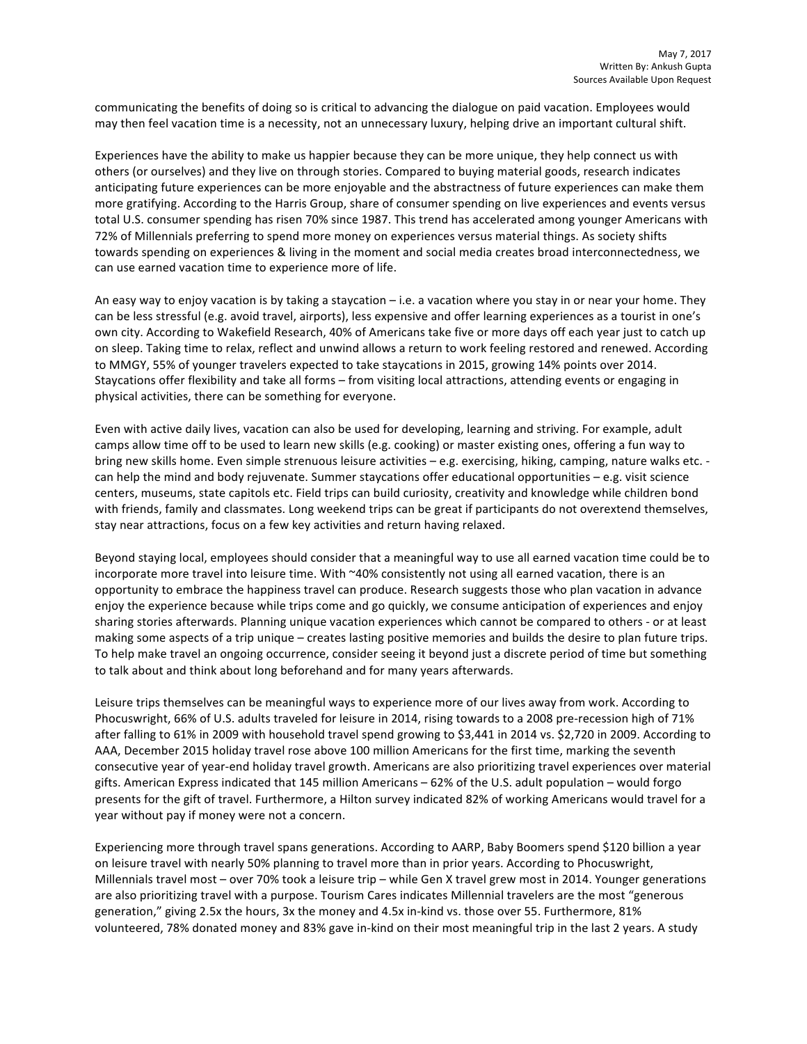communicating the benefits of doing so is critical to advancing the dialogue on paid vacation. Employees would may then feel vacation time is a necessity, not an unnecessary luxury, helping drive an important cultural shift.

Experiences have the ability to make us happier because they can be more unique, they help connect us with others (or ourselves) and they live on through stories. Compared to buying material goods, research indicates anticipating future experiences can be more enjoyable and the abstractness of future experiences can make them more gratifying. According to the Harris Group, share of consumer spending on live experiences and events versus total U.S. consumer spending has risen 70% since 1987. This trend has accelerated among younger Americans with 72% of Millennials preferring to spend more money on experiences versus material things. As society shifts towards spending on experiences & living in the moment and social media creates broad interconnectedness, we can use earned vacation time to experience more of life.

An easy way to enjoy vacation is by taking a staycation – i.e. a vacation where you stay in or near your home. They can be less stressful (e.g. avoid travel, airports), less expensive and offer learning experiences as a tourist in one's own city. According to Wakefield Research, 40% of Americans take five or more days off each year just to catch up on sleep. Taking time to relax, reflect and unwind allows a return to work feeling restored and renewed. According to MMGY, 55% of younger travelers expected to take staycations in 2015, growing 14% points over 2014. Staycations offer flexibility and take all forms – from visiting local attractions, attending events or engaging in physical activities, there can be something for everyone.

Even with active daily lives, vacation can also be used for developing, learning and striving. For example, adult camps allow time off to be used to learn new skills (e.g. cooking) or master existing ones, offering a fun way to bring new skills home. Even simple strenuous leisure activities – e.g. exercising, hiking, camping, nature walks etc. - can help the mind and body rejuvenate. Summer staycations offer educational opportunities – e.g. visit science centers, museums, state capitols etc. Field trips can build curiosity, creativity and knowledge while children bond with friends, family and classmates. Long weekend trips can be great if participants do not overextend themselves, stay near attractions, focus on a few key activities and return having relaxed.

Beyond staying local, employees should consider that a meaningful way to use all earned vacation time could be to incorporate more travel into leisure time. With ~40% consistently not using all earned vacation, there is an opportunity to embrace the happiness travel can produce. Research suggests those who plan vacation in advance enjoy the experience because while trips come and go quickly, we consume anticipation of experiences and enjoy sharing stories afterwards. Planning unique vacation experiences which cannot be compared to others - or at least making some aspects of a trip unique – creates lasting positive memories and builds the desire to plan future trips. To help make travel an ongoing occurrence, consider seeing it beyond just a discrete period of time but something to talk about and think about long beforehand and for many years afterwards.

Leisure trips themselves can be meaningful ways to experience more of our lives away from work. According to Phocuswright, 66% of U.S. adults traveled for leisure in 2014, rising towards to a 2008 pre-recession high of 71% after falling to 61% in 2009 with household travel spend growing to $3,441 in 2014 vs. $2,720 in 2009. According to AAA, December 2015 holiday travel rose above 100 million Americans for the first time, marking the seventh consecutive year of year-end holiday travel growth. Americans are also prioritizing travel experiences over material gifts. American Express indicated that 145 million Americans – 62% of the U.S. adult population – would forgo presents for the gift of travel. Furthermore, a Hilton survey indicated 82% of working Americans would travel for a year without pay if money were not a concern.

Experiencing more through travel spans generations. According to AARP, Baby Boomers spend $120 billion a year on leisure travel with nearly 50% planning to travel more than in prior years. According to Phocuswright, Millennials travel most – over 70% took a leisure trip – while Gen X travel grew most in 2014. Younger generations are also prioritizing travel with a purpose. Tourism Cares indicates Millennial travelers are the most "generous generation," giving 2.5x the hours, 3x the money and 4.5x in-kind vs. those over 55. Furthermore, 81% volunteered, 78% donated money and 83% gave in-kind on their most meaningful trip in the last 2 years. A study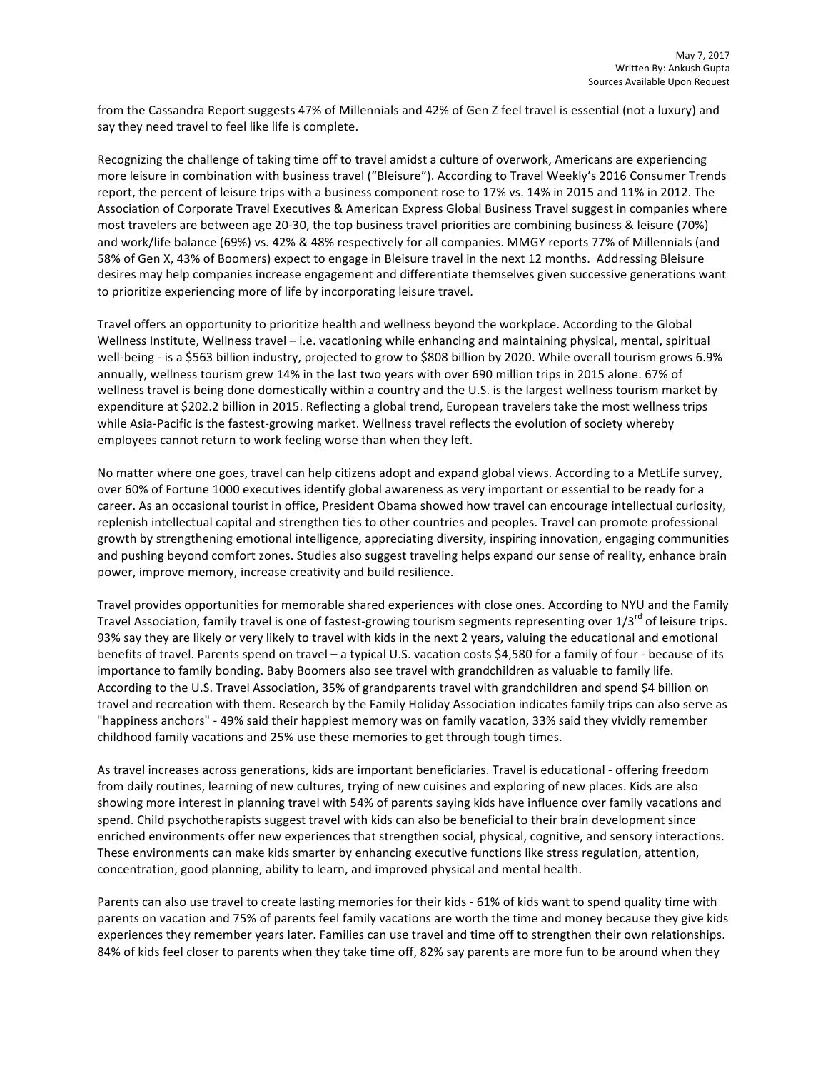from the Cassandra Report suggests 47% of Millennials and 42% of Gen Z feel travel is essential (not a luxury) and say they need travel to feel like life is complete.

Recognizing the challenge of taking time off to travel amidst a culture of overwork, Americans are experiencing more leisure in combination with business travel ("Bleisure"). According to Travel Weekly's 2016 Consumer Trends report, the percent of leisure trips with a business component rose to 17% vs. 14% in 2015 and 11% in 2012. The Association of Corporate Travel Executives & American Express Global Business Travel suggest in companies where most travelers are between age 20-30, the top business travel priorities are combining business & leisure (70%) and work/life balance (69%) vs. 42% & 48% respectively for all companies. MMGY reports 77% of Millennials (and 58% of Gen X, 43% of Boomers) expect to engage in Bleisure travel in the next 12 months. Addressing Bleisure desires may help companies increase engagement and differentiate themselves given successive generations want to prioritize experiencing more of life by incorporating leisure travel.

Travel offers an opportunity to prioritize health and wellness beyond the workplace. According to the Global Wellness Institute, Wellness travel – i.e. vacationing while enhancing and maintaining physical, mental, spiritual well-being - is a $563 billion industry, projected to grow to $808 billion by 2020. While overall tourism grows 6.9% annually, wellness tourism grew 14% in the last two years with over 690 million trips in 2015 alone. 67% of wellness travel is being done domestically within a country and the U.S. is the largest wellness tourism market by expenditure at $202.2 billion in 2015. Reflecting a global trend, European travelers take the most wellness trips while Asia-Pacific is the fastest-growing market. Wellness travel reflects the evolution of society whereby employees cannot return to work feeling worse than when they left.

No matter where one goes, travel can help citizens adopt and expand global views. According to a MetLife survey, over 60% of Fortune 1000 executives identify global awareness as very important or essential to be ready for a career. As an occasional tourist in office, President Obama showed how travel can encourage intellectual curiosity, replenish intellectual capital and strengthen ties to other countries and peoples. Travel can promote professional growth by strengthening emotional intelligence, appreciating diversity, inspiring innovation, engaging communities and pushing beyond comfort zones. Studies also suggest traveling helps expand our sense of reality, enhance brain power, improve memory, increase creativity and build resilience.

Travel provides opportunities for memorable shared experiences with close ones. According to NYU and the Family Travel Association, family travel is one of fastest-growing tourism segments representing over 1/3rd of leisure trips. 93% say they are likely or very likely to travel with kids in the next 2 years, valuing the educational and emotional benefits of travel. Parents spend on travel – a typical U.S. vacation costs $4,580 for a family of four - because of its importance to family bonding. Baby Boomers also see travel with grandchildren as valuable to family life. According to the U.S. Travel Association, 35% of grandparents travel with grandchildren and spend $4 billion on travel and recreation with them. Research by the Family Holiday Association indicates family trips can also serve as "happiness anchors" - 49% said their happiest memory was on family vacation, 33% said they vividly remember childhood family vacations and 25% use these memories to get through tough times.

As travel increases across generations, kids are important beneficiaries. Travel is educational - offering freedom from daily routines, learning of new cultures, trying of new cuisines and exploring of new places. Kids are also showing more interest in planning travel with 54% of parents saying kids have influence over family vacations and spend. Child psychotherapists suggest travel with kids can also be beneficial to their brain development since enriched environments offer new experiences that strengthen social, physical, cognitive, and sensory interactions. These environments can make kids smarter by enhancing executive functions like stress regulation, attention, concentration, good planning, ability to learn, and improved physical and mental health.

Parents can also use travel to create lasting memories for their kids - 61% of kids want to spend quality time with parents on vacation and 75% of parents feel family vacations are worth the time and money because they give kids experiences they remember years later. Families can use travel and time off to strengthen their own relationships. 84% of kids feel closer to parents when they take time off, 82% say parents are more fun to be around when they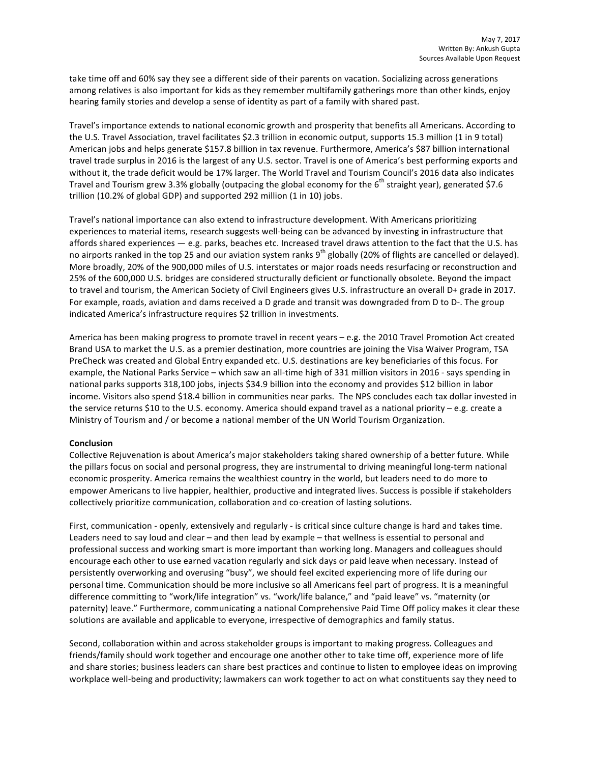take time off and 60% say they see a different side of their parents on vacation. Socializing across generations among relatives is also important for kids as they remember multifamily gatherings more than other kinds, enjoy hearing family stories and develop a sense of identity as part of a family with shared past.

Travel's importance extends to national economic growth and prosperity that benefits all Americans. According to the U.S. Travel Association, travel facilitates $2.3 trillion in economic output, supports 15.3 million (1 in 9 total) American jobs and helps generate $157.8 billion in tax revenue. Furthermore, America's $87 billion international travel trade surplus in 2016 is the largest of any U.S. sector. Travel is one of America's best performing exports and without it, the trade deficit would be 17% larger. The World Travel and Tourism Council's 2016 data also indicates Travel and Tourism grew 3.3% globally (outpacing the global economy for the 6th straight year), generated $7.6 trillion (10.2% of global GDP) and supported 292 million (1 in 10) jobs.

Travel's national importance can also extend to infrastructure development. With Americans prioritizing experiences to material items, research suggests well-being can be advanced by investing in infrastructure that affords shared experiences — e.g. parks, beaches etc. Increased travel draws attention to the fact that the U.S. has no airports ranked in the top 25 and our aviation system ranks 9th globally (20% of flights are cancelled or delayed). More broadly, 20% of the 900,000 miles of U.S. interstates or major roads needs resurfacing or reconstruction and 25% of the 600,000 U.S. bridges are considered structurally deficient or functionally obsolete. Beyond the impact to travel and tourism, the American Society of Civil Engineers gives U.S. infrastructure an overall D+ grade in 2017. For example, roads, aviation and dams received a D grade and transit was downgraded from D to D-. The group indicated America's infrastructure requires $2 trillion in investments.

America has been making progress to promote travel in recent years – e.g. the 2010 Travel Promotion Act created Brand USA to market the U.S. as a premier destination, more countries are joining the Visa Waiver Program, TSA PreCheck was created and Global Entry expanded etc. U.S. destinations are key beneficiaries of this focus. For example, the National Parks Service – which saw an all-time high of 331 million visitors in 2016 - says spending in national parks supports 318,100 jobs, injects $34.9 billion into the economy and provides $12 billion in labor income. Visitors also spend $18.4 billion in communities near parks. The NPS concludes each tax dollar invested in the service returns $10 to the U.S. economy. America should expand travel as a national priority – e.g. create a Ministry of Tourism and / or become a national member of the UN World Tourism Organization.

**Conclusion**

Collective Rejuvenation is about America's major stakeholders taking shared ownership of a better future. While the pillars focus on social and personal progress, they are instrumental to driving meaningful long-term national economic prosperity. America remains the wealthiest country in the world, but leaders need to do more to empower Americans to live happier, healthier, productive and integrated lives. Success is possible if stakeholders collectively prioritize communication, collaboration and co-creation of lasting solutions.

First, communication - openly, extensively and regularly - is critical since culture change is hard and takes time. Leaders need to say loud and clear – and then lead by example – that wellness is essential to personal and professional success and working smart is more important than working long. Managers and colleagues should encourage each other to use earned vacation regularly and sick days or paid leave when necessary. Instead of persistently overworking and overusing "busy", we should feel excited experiencing more of life during our personal time. Communication should be more inclusive so all Americans feel part of progress. It is a meaningful difference committing to "work/life integration" vs. "work/life balance," and "paid leave" vs. "maternity (or paternity) leave." Furthermore, communicating a national Comprehensive Paid Time Off policy makes it clear these solutions are available and applicable to everyone, irrespective of demographics and family status.

Second, collaboration within and across stakeholder groups is important to making progress. Colleagues and friends/family should work together and encourage one another other to take time off, experience more of life and share stories; business leaders can share best practices and continue to listen to employee ideas on improving workplace well-being and productivity; lawmakers can work together to act on what constituents say they need to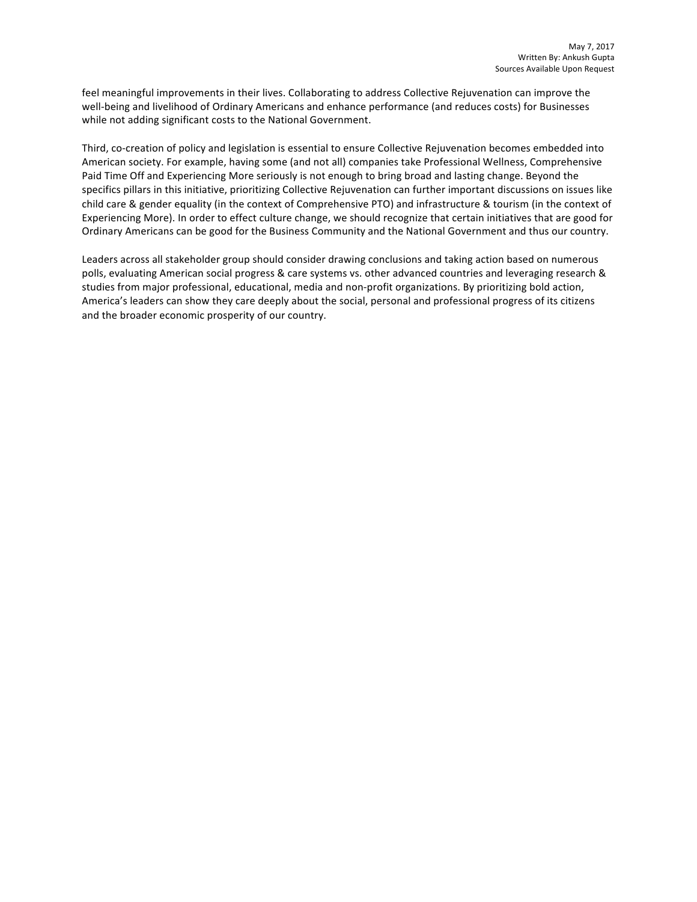feel meaningful improvements in their lives. Collaborating to address Collective Rejuvenation can improve the well-being and livelihood of Ordinary Americans and enhance performance (and reduces costs) for Businesses while not adding significant costs to the National Government.

Third, co-creation of policy and legislation is essential to ensure Collective Rejuvenation becomes embedded into American society. For example, having some (and not all) companies take Professional Wellness, Comprehensive Paid Time Off and Experiencing More seriously is not enough to bring broad and lasting change. Beyond the specifics pillars in this initiative, prioritizing Collective Rejuvenation can further important discussions on issues like child care & gender equality (in the context of Comprehensive PTO) and infrastructure & tourism (in the context of Experiencing More). In order to effect culture change, we should recognize that certain initiatives that are good for Ordinary Americans can be good for the Business Community and the National Government and thus our country.

Leaders across all stakeholder group should consider drawing conclusions and taking action based on numerous polls, evaluating American social progress & care systems vs. other advanced countries and leveraging research & studies from major professional, educational, media and non-profit organizations. By prioritizing bold action, America's leaders can show they care deeply about the social, personal and professional progress of its citizens and the broader economic prosperity of our country.